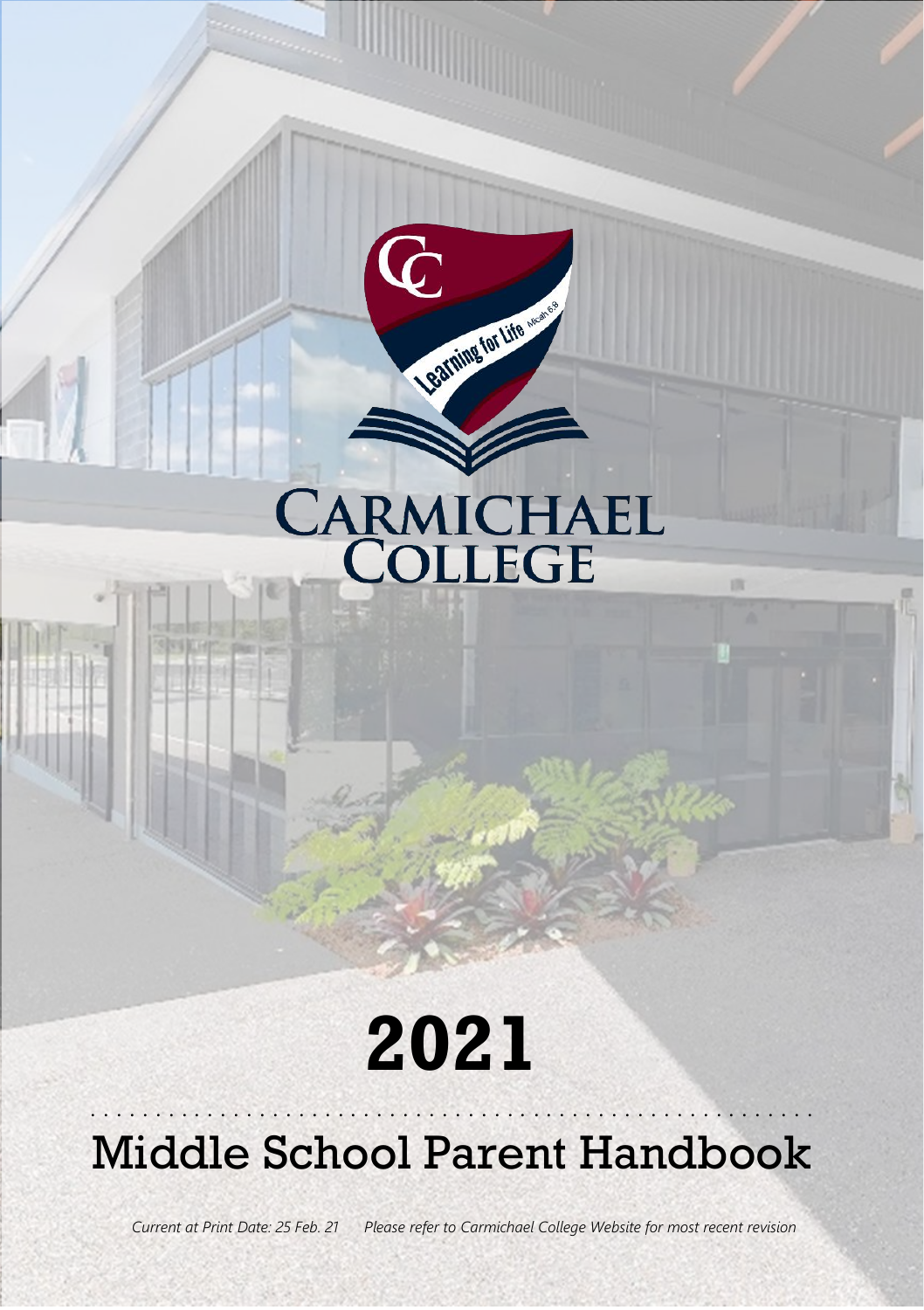# CARMICHAEL COLLEGE

# 2021

## Middle School Parent Handbook

*Current at Print Date: 25 Feb. 21 Please refer to Carmichael College Website for most recent revision*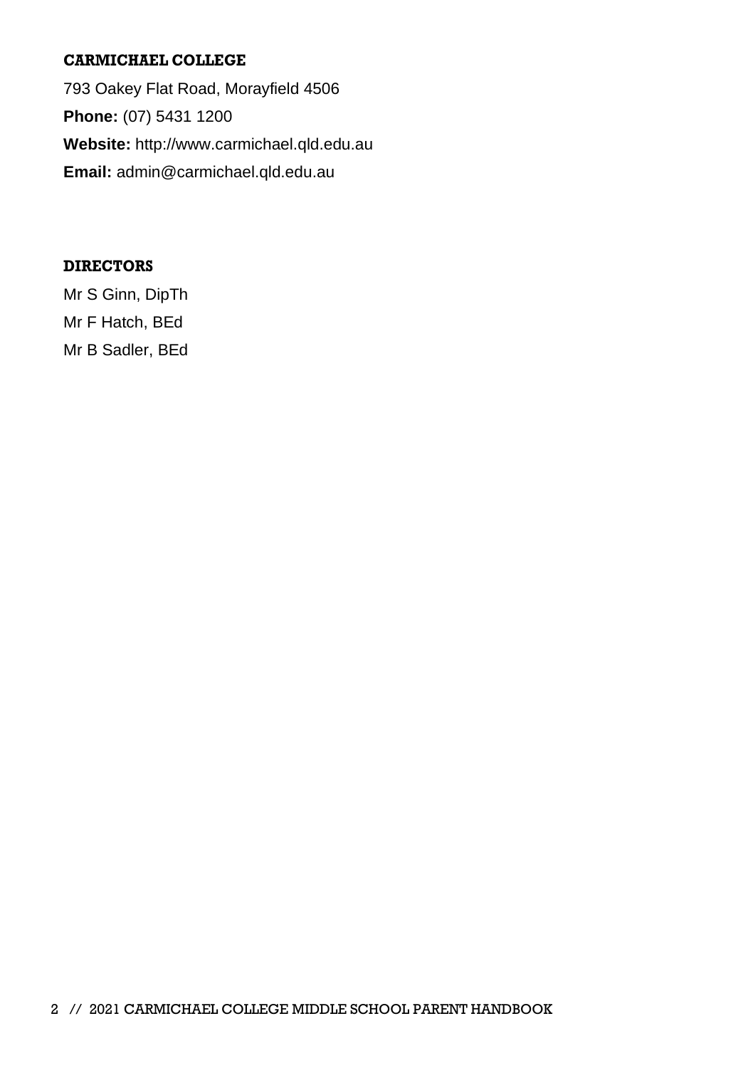## CARMICHAEL COLLEGE

793 Oakey Flat Road, Morayfield 4506

**Phone:** (07) 5431 1200

**Website:** http://www.carmichael.qld.edu.au

**Email:** admin@carmichael.qld.edu.au

## DIRECTORS

Mr S Ginn, DipTh

Mr F Hatch, BEd

Mr B Sadler, BEd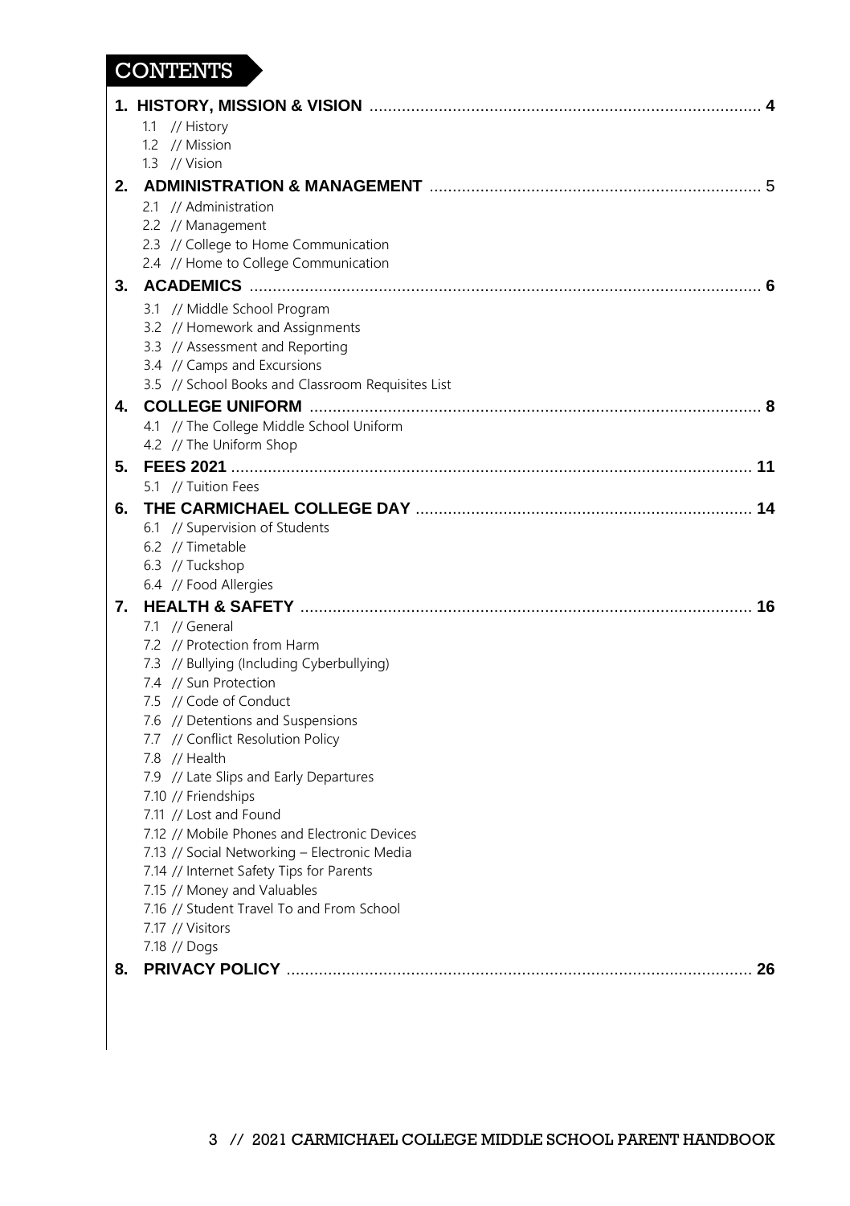# CONTENTS

**1. HISTORY, MISSION & VISION** .................... **4**

- 1.1 // History
- 1.2 // Mission
- 1.3 // Vision

**2. ADMINISTRATION & MANAGEMENT** .................... 5

- 2.1 // Administration
- 2.2 // Management
- 2.3 // College to Home Communication
- 2.4 // Home to College Communication

**3. ACADEMICS** .................... **6**

- 3.1 // Middle School Program
- 3.2 // Homework and Assignments
- 3.3 // Assessment and Reporting
- 3.4 // Camps and Excursions
- 3.5 // School Books and Classroom Requisites List

**4. COLLEGE UNIFORM** .................... **8**

- 4.1 // The College Middle School Uniform
- 4.2 // The Uniform Shop

**5. FEES 2021** .................... **11**

- 5.1 // Tuition Fees

**6. THE CARMICHAEL COLLEGE DAY** .................... **14**

- 6.1 // Supervision of Students
- 6.2 // Timetable
- 6.3 // Tuckshop
- 6.4 // Food Allergies

**7. HEALTH & SAFETY** .................... **16**

- 7.1 // General
- 7.2 // Protection from Harm
- 7.3 // Bullying (Including Cyberbullying)
- 7.4 // Sun Protection
- 7.5 // Code of Conduct
- 7.6 // Detentions and Suspensions
- 7.7 // Conflict Resolution Policy
- 7.8 // Health
- 7.9 // Late Slips and Early Departures
- 7.10 // Friendships
- 7.11 // Lost and Found
- 7.12 // Mobile Phones and Electronic Devices
- 7.13 // Social Networking – Electronic Media
- 7.14 // Internet Safety Tips for Parents
- 7.15 // Money and Valuables
- 7.16 // Student Travel To and From School
- 7.17 // Visitors
- 7.18 // Dogs

**8. PRIVACY POLICY** .................... **26**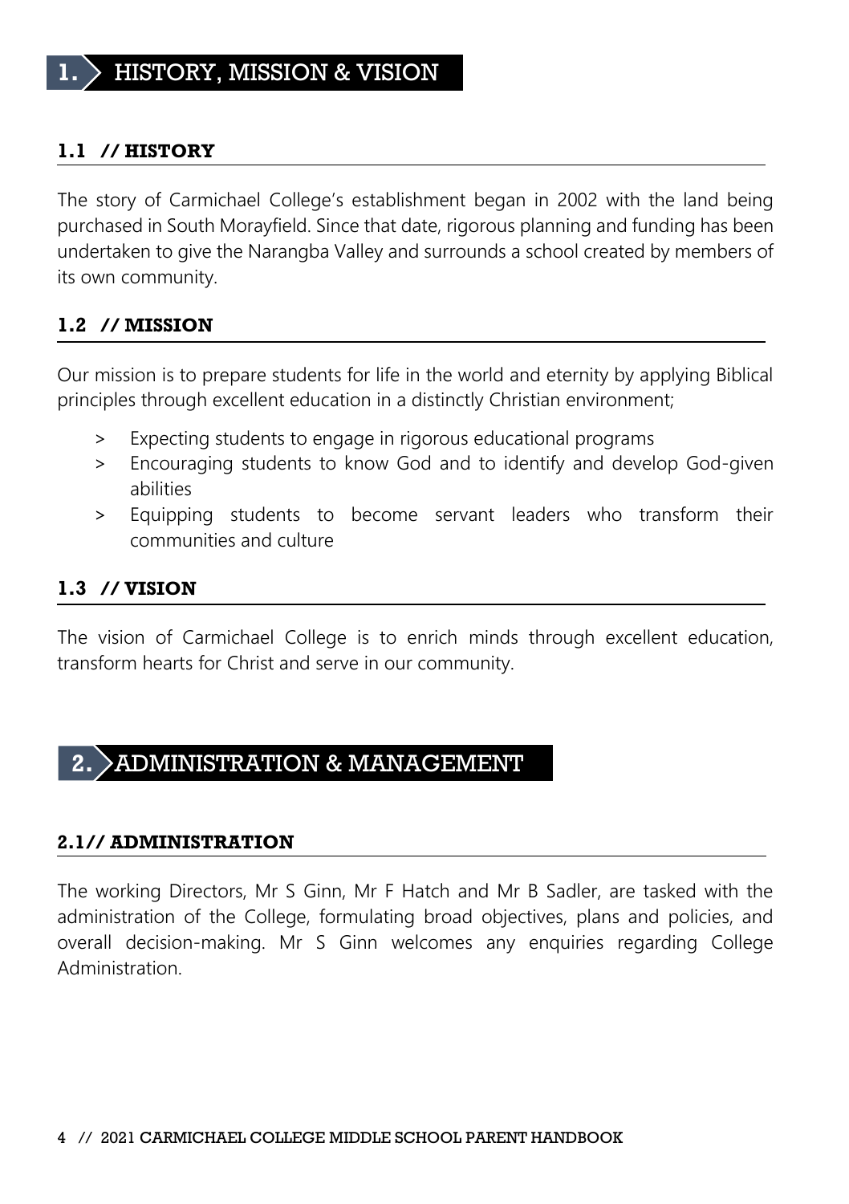# 1. HISTORY, MISSION & VISION

## 1.1 // HISTORY

The story of Carmichael College's establishment began in 2002 with the land being purchased in South Morayfield. Since that date, rigorous planning and funding has been undertaken to give the Narangba Valley and surrounds a school created by members of its own community.

## 1.2 // MISSION

Our mission is to prepare students for life in the world and eternity by applying Biblical principles through excellent education in a distinctly Christian environment;

> Expecting students to engage in rigorous educational programs
> Encouraging students to know God and to identify and develop God-given abilities
> Equipping students to become servant leaders who transform their communities and culture

## 1.3 // VISION

The vision of Carmichael College is to enrich minds through excellent education, transform hearts for Christ and serve in our community.

# 2. ADMINISTRATION & MANAGEMENT

## 2.1// ADMINISTRATION

The working Directors, Mr S Ginn, Mr F Hatch and Mr B Sadler, are tasked with the administration of the College, formulating broad objectives, plans and policies, and overall decision-making. Mr S Ginn welcomes any enquiries regarding College Administration.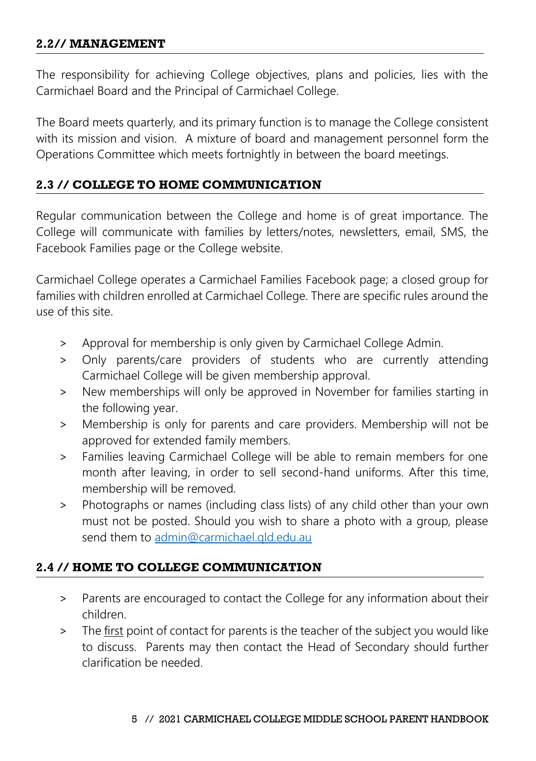## 2.2// MANAGEMENT

The responsibility for achieving College objectives, plans and policies, lies with the Carmichael Board and the Principal of Carmichael College.

The Board meets quarterly, and its primary function is to manage the College consistent with its mission and vision. A mixture of board and management personnel form the Operations Committee which meets fortnightly in between the board meetings.

## 2.3 // COLLEGE TO HOME COMMUNICATION

Regular communication between the College and home is of great importance. The College will communicate with families by letters/notes, newsletters, email, SMS, the Facebook Families page or the College website.

Carmichael College operates a Carmichael Families Facebook page; a closed group for families with children enrolled at Carmichael College. There are specific rules around the use of this site.

> Approval for membership is only given by Carmichael College Admin.
> Only parents/care providers of students who are currently attending Carmichael College will be given membership approval.
> New memberships will only be approved in November for families starting in the following year.
> Membership is only for parents and care providers. Membership will not be approved for extended family members.
> Families leaving Carmichael College will be able to remain members for one month after leaving, in order to sell second-hand uniforms. After this time, membership will be removed.
> Photographs or names (including class lists) of any child other than your own must not be posted. Should you wish to share a photo with a group, please send them to [admin@carmichael.qld.edu.au](mailto:admin@carmichael.qld.edu.au)

## 2.4 // HOME TO COLLEGE COMMUNICATION

> Parents are encouraged to contact the College for any information about their children.
> The <u>first</u> point of contact for parents is the teacher of the subject you would like to discuss. Parents may then contact the Head of Secondary should further clarification be needed.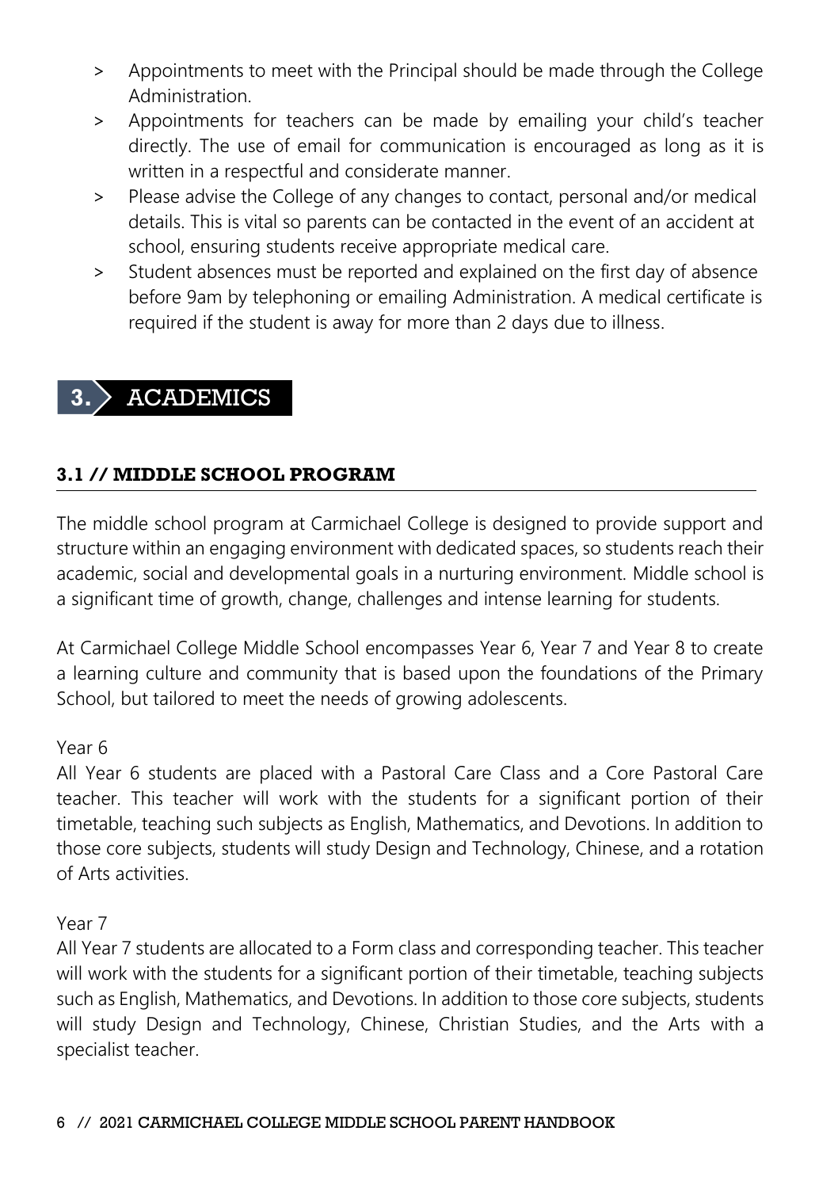- Appointments to meet with the Principal should be made through the College Administration.
- Appointments for teachers can be made by emailing your child's teacher directly. The use of email for communication is encouraged as long as it is written in a respectful and considerate manner.
- Please advise the College of any changes to contact, personal and/or medical details. This is vital so parents can be contacted in the event of an accident at school, ensuring students receive appropriate medical care.
- Student absences must be reported and explained on the first day of absence before 9am by telephoning or emailing Administration. A medical certificate is required if the student is away for more than 2 days due to illness.

# 3. ACADEMICS

## 3.1 // MIDDLE SCHOOL PROGRAM

The middle school program at Carmichael College is designed to provide support and structure within an engaging environment with dedicated spaces, so students reach their academic, social and developmental goals in a nurturing environment. Middle school is a significant time of growth, change, challenges and intense learning for students.

At Carmichael College Middle School encompasses Year 6, Year 7 and Year 8 to create a learning culture and community that is based upon the foundations of the Primary School, but tailored to meet the needs of growing adolescents.

Year 6

All Year 6 students are placed with a Pastoral Care Class and a Core Pastoral Care teacher. This teacher will work with the students for a significant portion of their timetable, teaching such subjects as English, Mathematics, and Devotions. In addition to those core subjects, students will study Design and Technology, Chinese, and a rotation of Arts activities.

Year 7

All Year 7 students are allocated to a Form class and corresponding teacher. This teacher will work with the students for a significant portion of their timetable, teaching subjects such as English, Mathematics, and Devotions. In addition to those core subjects, students will study Design and Technology, Chinese, Christian Studies, and the Arts with a specialist teacher.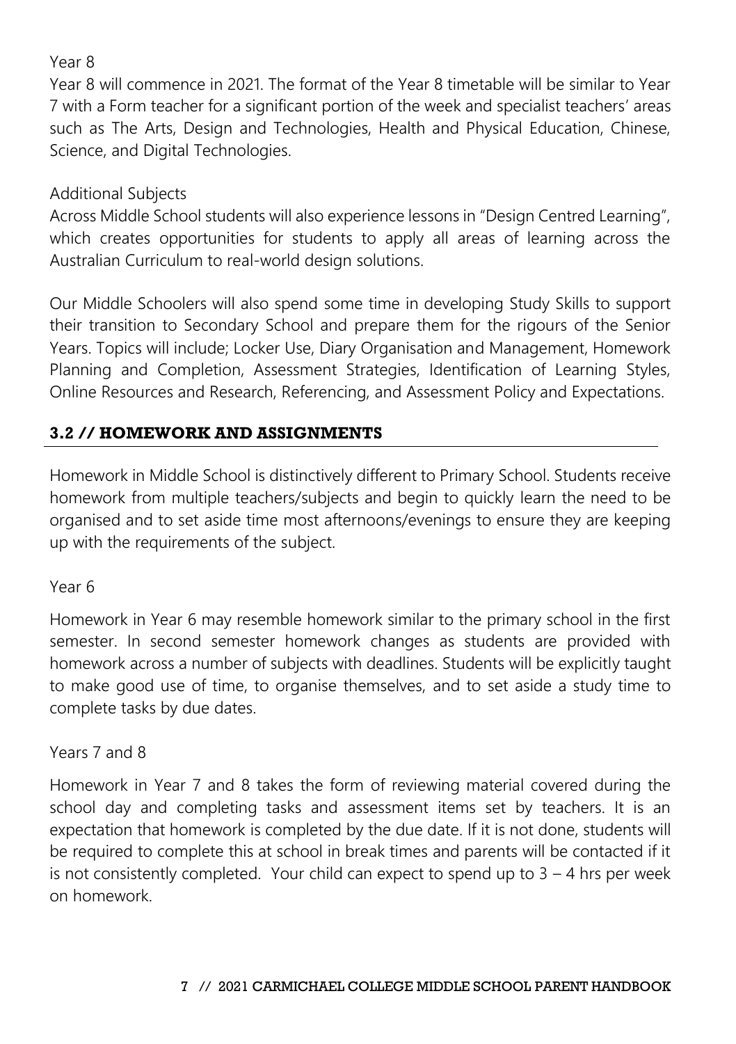Year 8

Year 8 will commence in 2021. The format of the Year 8 timetable will be similar to Year 7 with a Form teacher for a significant portion of the week and specialist teachers' areas such as The Arts, Design and Technologies, Health and Physical Education, Chinese, Science, and Digital Technologies.

Additional Subjects

Across Middle School students will also experience lessons in "Design Centred Learning", which creates opportunities for students to apply all areas of learning across the Australian Curriculum to real-world design solutions.

Our Middle Schoolers will also spend some time in developing Study Skills to support their transition to Secondary School and prepare them for the rigours of the Senior Years. Topics will include; Locker Use, Diary Organisation and Management, Homework Planning and Completion, Assessment Strategies, Identification of Learning Styles, Online Resources and Research, Referencing, and Assessment Policy and Expectations.

## 3.2 // HOMEWORK AND ASSIGNMENTS

Homework in Middle School is distinctively different to Primary School. Students receive homework from multiple teachers/subjects and begin to quickly learn the need to be organised and to set aside time most afternoons/evenings to ensure they are keeping up with the requirements of the subject.

Year 6

Homework in Year 6 may resemble homework similar to the primary school in the first semester. In second semester homework changes as students are provided with homework across a number of subjects with deadlines. Students will be explicitly taught to make good use of time, to organise themselves, and to set aside a study time to complete tasks by due dates.

Years 7 and 8

Homework in Year 7 and 8 takes the form of reviewing material covered during the school day and completing tasks and assessment items set by teachers. It is an expectation that homework is completed by the due date. If it is not done, students will be required to complete this at school in break times and parents will be contacted if it is not consistently completed. Your child can expect to spend up to 3 – 4 hrs per week on homework.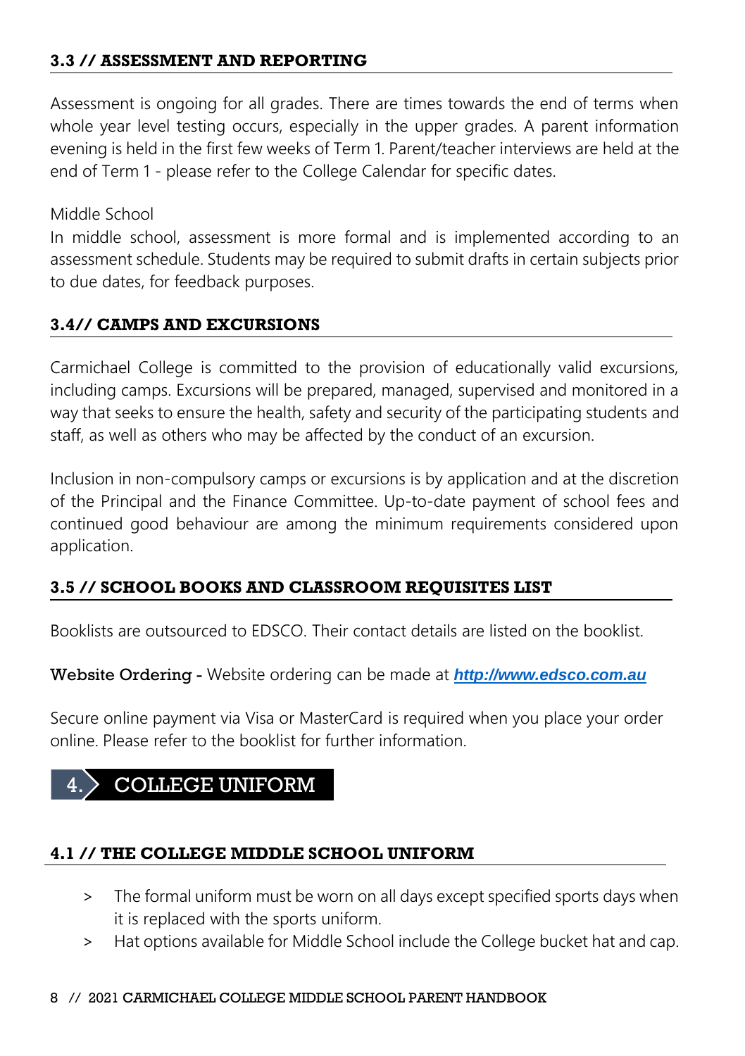### 3.3 // ASSESSMENT AND REPORTING

Assessment is ongoing for all grades. There are times towards the end of terms when whole year level testing occurs, especially in the upper grades. A parent information evening is held in the first few weeks of Term 1. Parent/teacher interviews are held at the end of Term 1 - please refer to the College Calendar for specific dates.

Middle School

In middle school, assessment is more formal and is implemented according to an assessment schedule. Students may be required to submit drafts in certain subjects prior to due dates, for feedback purposes.

### 3.4// CAMPS AND EXCURSIONS

Carmichael College is committed to the provision of educationally valid excursions, including camps. Excursions will be prepared, managed, supervised and monitored in a way that seeks to ensure the health, safety and security of the participating students and staff, as well as others who may be affected by the conduct of an excursion.

Inclusion in non-compulsory camps or excursions is by application and at the discretion of the Principal and the Finance Committee. Up-to-date payment of school fees and continued good behaviour are among the minimum requirements considered upon application.

### 3.5 // SCHOOL BOOKS AND CLASSROOM REQUISITES LIST

Booklists are outsourced to EDSCO. Their contact details are listed on the booklist.

**Website Ordering -** Website ordering can be made at ***http://www.edsco.com.au***

Secure online payment via Visa or MasterCard is required when you place your order online. Please refer to the booklist for further information.

## 4. COLLEGE UNIFORM

### 4.1 // THE COLLEGE MIDDLE SCHOOL UNIFORM

- The formal uniform must be worn on all days except specified sports days when it is replaced with the sports uniform.
- Hat options available for Middle School include the College bucket hat and cap.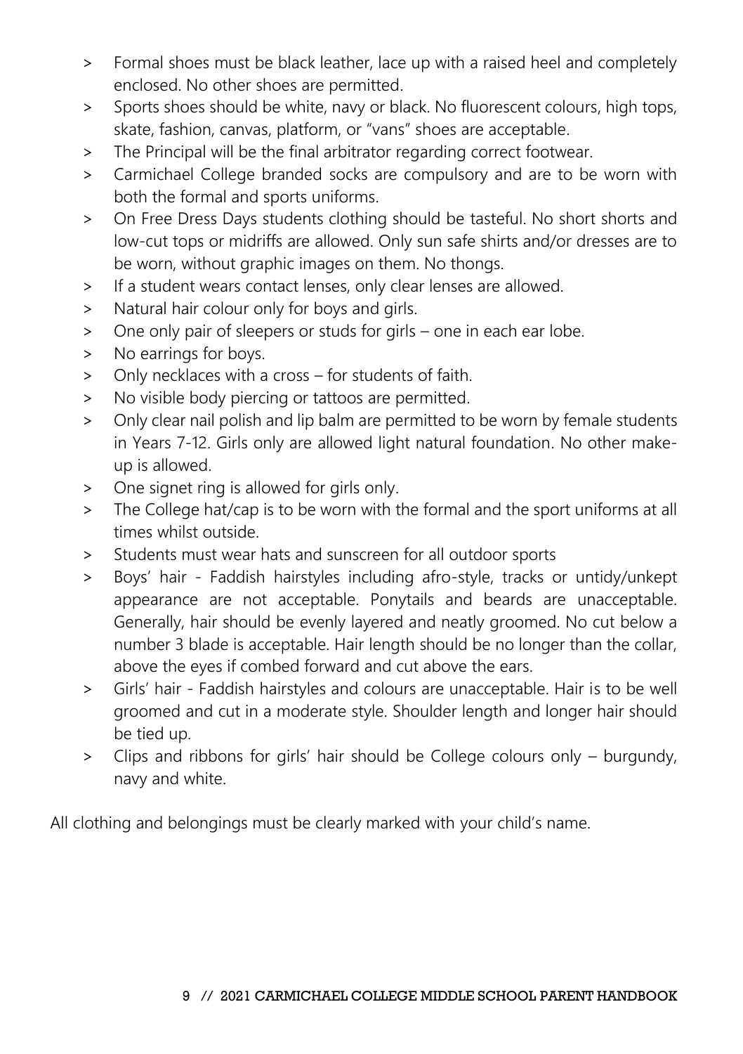- Formal shoes must be black leather, lace up with a raised heel and completely enclosed. No other shoes are permitted.
- Sports shoes should be white, navy or black. No fluorescent colours, high tops, skate, fashion, canvas, platform, or "vans" shoes are acceptable.
- The Principal will be the final arbitrator regarding correct footwear.
- Carmichael College branded socks are compulsory and are to be worn with both the formal and sports uniforms.
- On Free Dress Days students clothing should be tasteful. No short shorts and low-cut tops or midriffs are allowed. Only sun safe shirts and/or dresses are to be worn, without graphic images on them. No thongs.
- If a student wears contact lenses, only clear lenses are allowed.
- Natural hair colour only for boys and girls.
- One only pair of sleepers or studs for girls – one in each ear lobe.
- No earrings for boys.
- Only necklaces with a cross – for students of faith.
- No visible body piercing or tattoos are permitted.
- Only clear nail polish and lip balm are permitted to be worn by female students in Years 7-12. Girls only are allowed light natural foundation. No other make-up is allowed.
- One signet ring is allowed for girls only.
- The College hat/cap is to be worn with the formal and the sport uniforms at all times whilst outside.
- Students must wear hats and sunscreen for all outdoor sports
- Boys' hair - Faddish hairstyles including afro-style, tracks or untidy/unkept appearance are not acceptable. Ponytails and beards are unacceptable. Generally, hair should be evenly layered and neatly groomed. No cut below a number 3 blade is acceptable. Hair length should be no longer than the collar, above the eyes if combed forward and cut above the ears.
- Girls' hair - Faddish hairstyles and colours are unacceptable. Hair is to be well groomed and cut in a moderate style. Shoulder length and longer hair should be tied up.
- Clips and ribbons for girls' hair should be College colours only – burgundy, navy and white.

All clothing and belongings must be clearly marked with your child's name.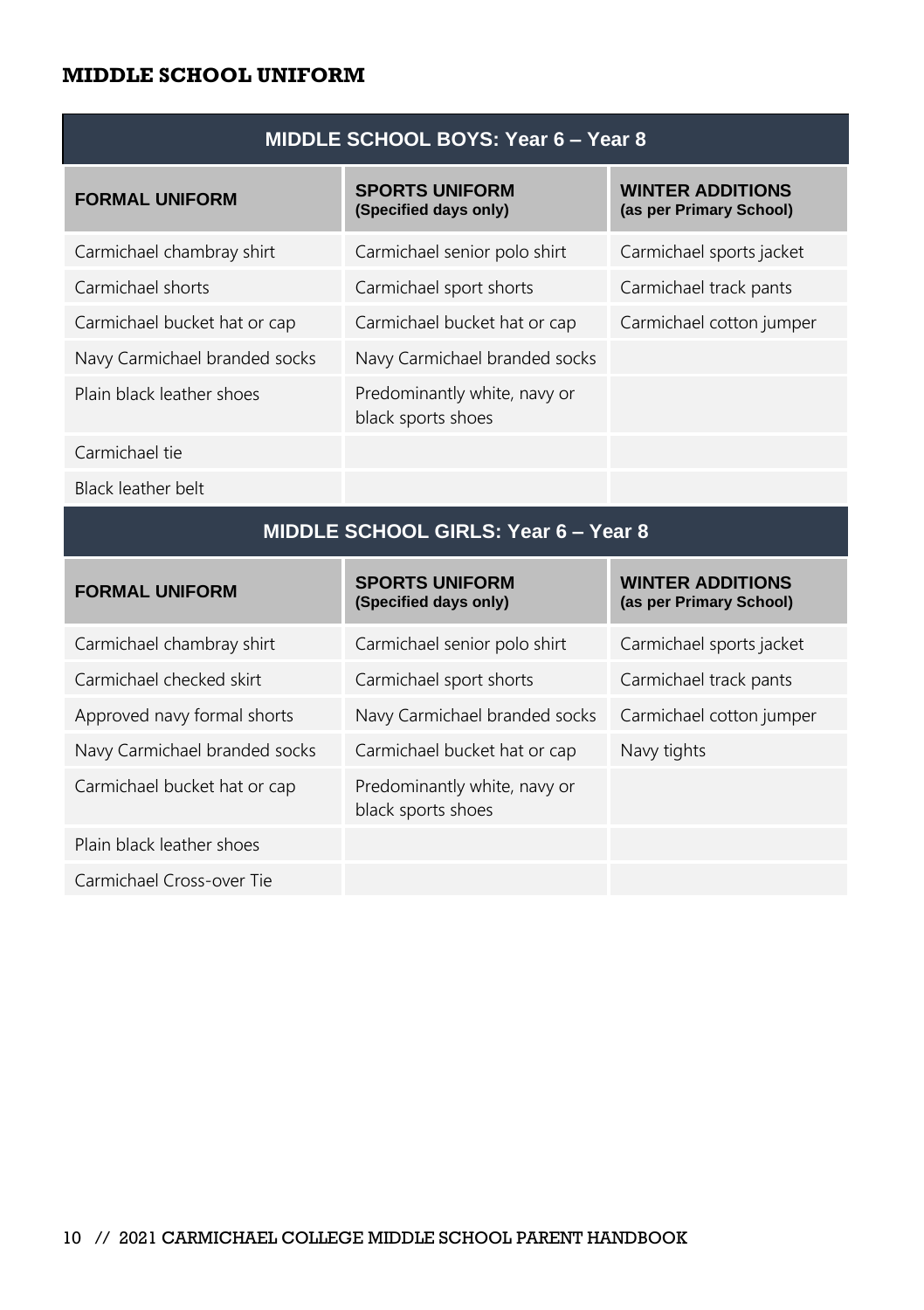## MIDDLE SCHOOL UNIFORM

| MIDDLE SCHOOL BOYS: Year 6 – Year 8 | | |
|---|---|---|
| **FORMAL UNIFORM** | **SPORTS UNIFORM (Specified days only)** | **WINTER ADDITIONS (as per Primary School)** |
| Carmichael chambray shirt | Carmichael senior polo shirt | Carmichael sports jacket |
| Carmichael shorts | Carmichael sport shorts | Carmichael track pants |
| Carmichael bucket hat or cap | Carmichael bucket hat or cap | Carmichael cotton jumper |
| Navy Carmichael branded socks | Navy Carmichael branded socks | |
| Plain black leather shoes | Predominantly white, navy or black sports shoes | |
| Carmichael tie | | |
| Black leather belt | | |

| MIDDLE SCHOOL GIRLS: Year 6 – Year 8 | | |
|---|---|---|
| **FORMAL UNIFORM** | **SPORTS UNIFORM (Specified days only)** | **WINTER ADDITIONS (as per Primary School)** |
| Carmichael chambray shirt | Carmichael senior polo shirt | Carmichael sports jacket |
| Carmichael checked skirt | Carmichael sport shorts | Carmichael track pants |
| Approved navy formal shorts | Navy Carmichael branded socks | Carmichael cotton jumper |
| Navy Carmichael branded socks | Carmichael bucket hat or cap | Navy tights |
| Carmichael bucket hat or cap | Predominantly white, navy or black sports shoes | |
| Plain black leather shoes | | |
| Carmichael Cross-over Tie | | |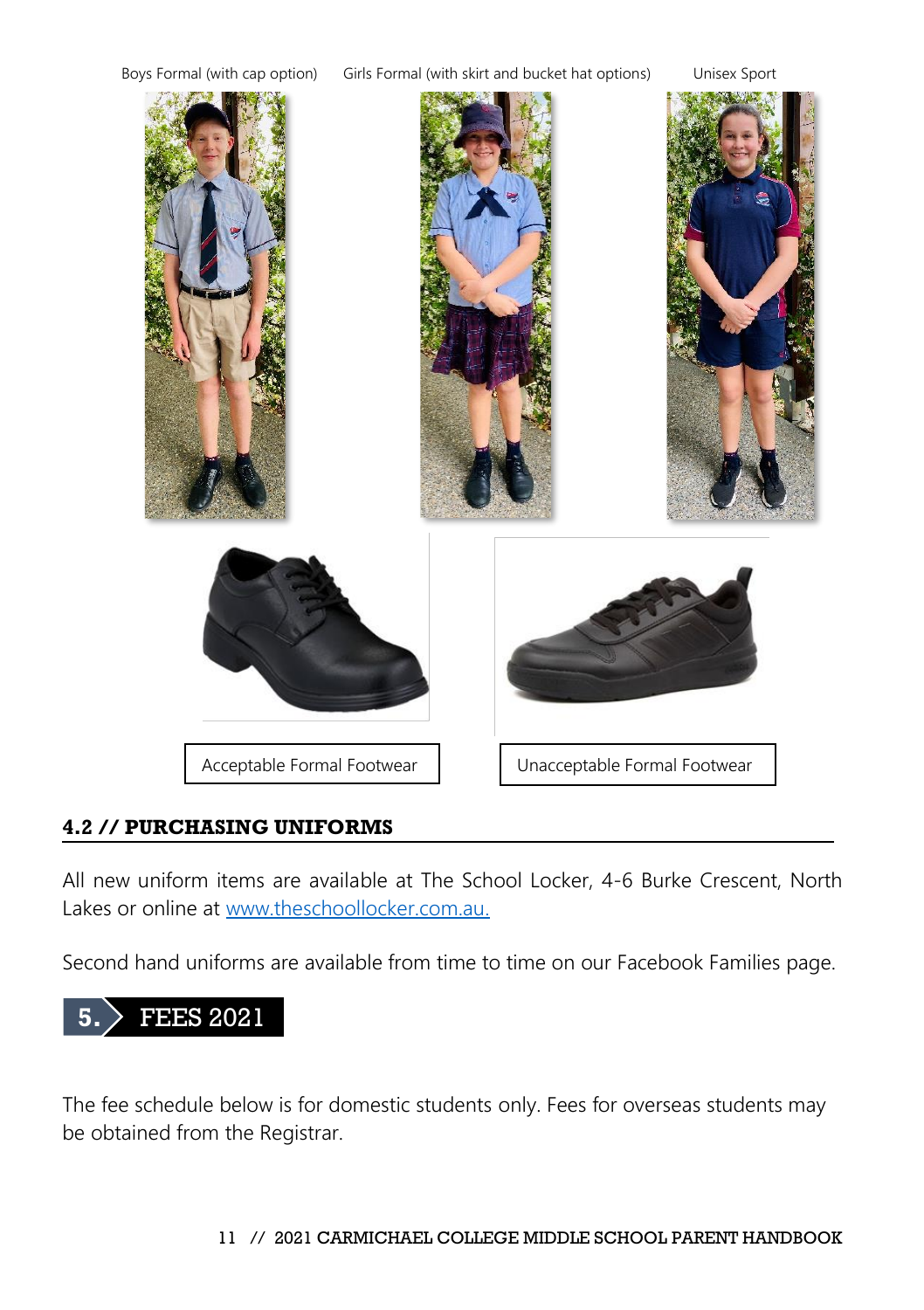Boys Formal (with cap option) Girls Formal (with skirt and bucket hat options) Unisex Sport

Acceptable Formal Footwear

Unacceptable Formal Footwear

## 4.2 // PURCHASING UNIFORMS

All new uniform items are available at The School Locker, 4-6 Burke Crescent, North Lakes or online at [www.theschoollocker.com.au.](http://www.theschoollocker.com.au)

Second hand uniforms are available from time to time on our Facebook Families page.

# 5. FEES 2021

The fee schedule below is for domestic students only. Fees for overseas students may be obtained from the Registrar.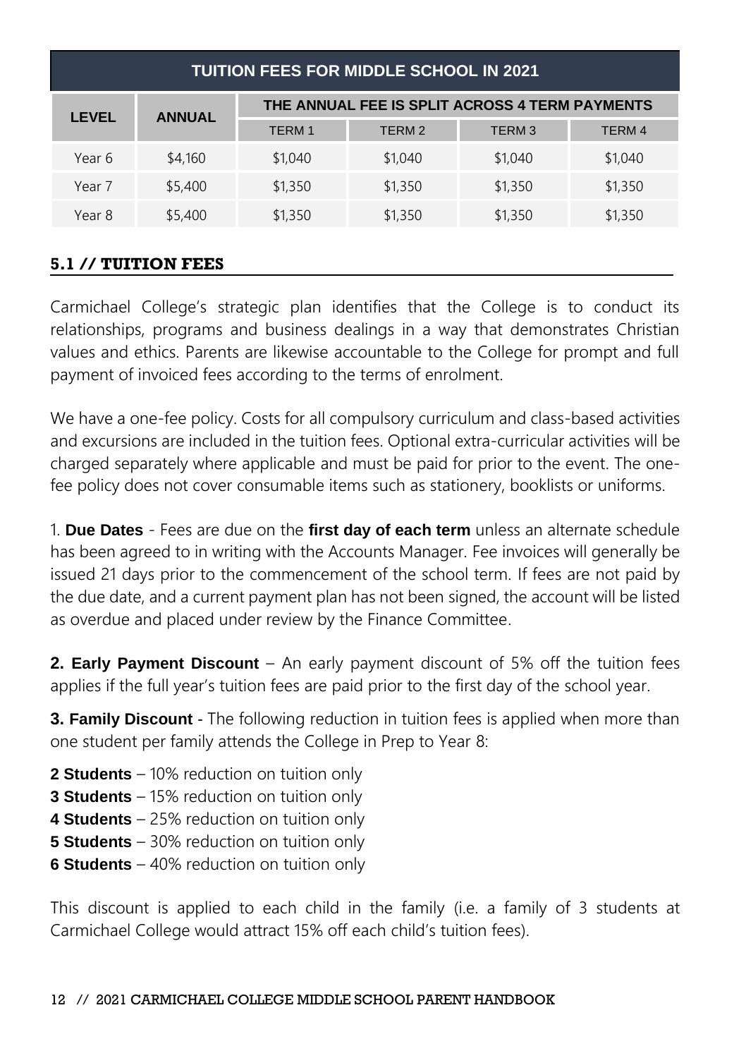| TUITION FEES FOR MIDDLE SCHOOL IN 2021 | | | | | |
|---|---|---|---|---|---|
| LEVEL | ANNUAL | THE ANNUAL FEE IS SPLIT ACROSS 4 TERM PAYMENTS | | | |
| | | TERM 1 | TERM 2 | TERM 3 | TERM 4 |
| Year 6 | $4,160 | $1,040 | $1,040 | $1,040 | $1,040 |
| Year 7 | $5,400 | $1,350 | $1,350 | $1,350 | $1,350 |
| Year 8 | $5,400 | $1,350 | $1,350 | $1,350 | $1,350 |

### 5.1 // TUITION FEES

Carmichael College's strategic plan identifies that the College is to conduct its relationships, programs and business dealings in a way that demonstrates Christian values and ethics. Parents are likewise accountable to the College for prompt and full payment of invoiced fees according to the terms of enrolment.

We have a one-fee policy. Costs for all compulsory curriculum and class-based activities and excursions are included in the tuition fees. Optional extra-curricular activities will be charged separately where applicable and must be paid for prior to the event. The one-fee policy does not cover consumable items such as stationery, booklists or uniforms.

1. **Due Dates** - Fees are due on the **first day of each term** unless an alternate schedule has been agreed to in writing with the Accounts Manager. Fee invoices will generally be issued 21 days prior to the commencement of the school term. If fees are not paid by the due date, and a current payment plan has not been signed, the account will be listed as overdue and placed under review by the Finance Committee.

**2. Early Payment Discount** – An early payment discount of 5% off the tuition fees applies if the full year's tuition fees are paid prior to the first day of the school year.

**3. Family Discount** - The following reduction in tuition fees is applied when more than one student per family attends the College in Prep to Year 8:

**2 Students** – 10% reduction on tuition only
**3 Students** – 15% reduction on tuition only
**4 Students** – 25% reduction on tuition only
**5 Students** – 30% reduction on tuition only
**6 Students** – 40% reduction on tuition only

This discount is applied to each child in the family (i.e. a family of 3 students at Carmichael College would attract 15% off each child's tuition fees).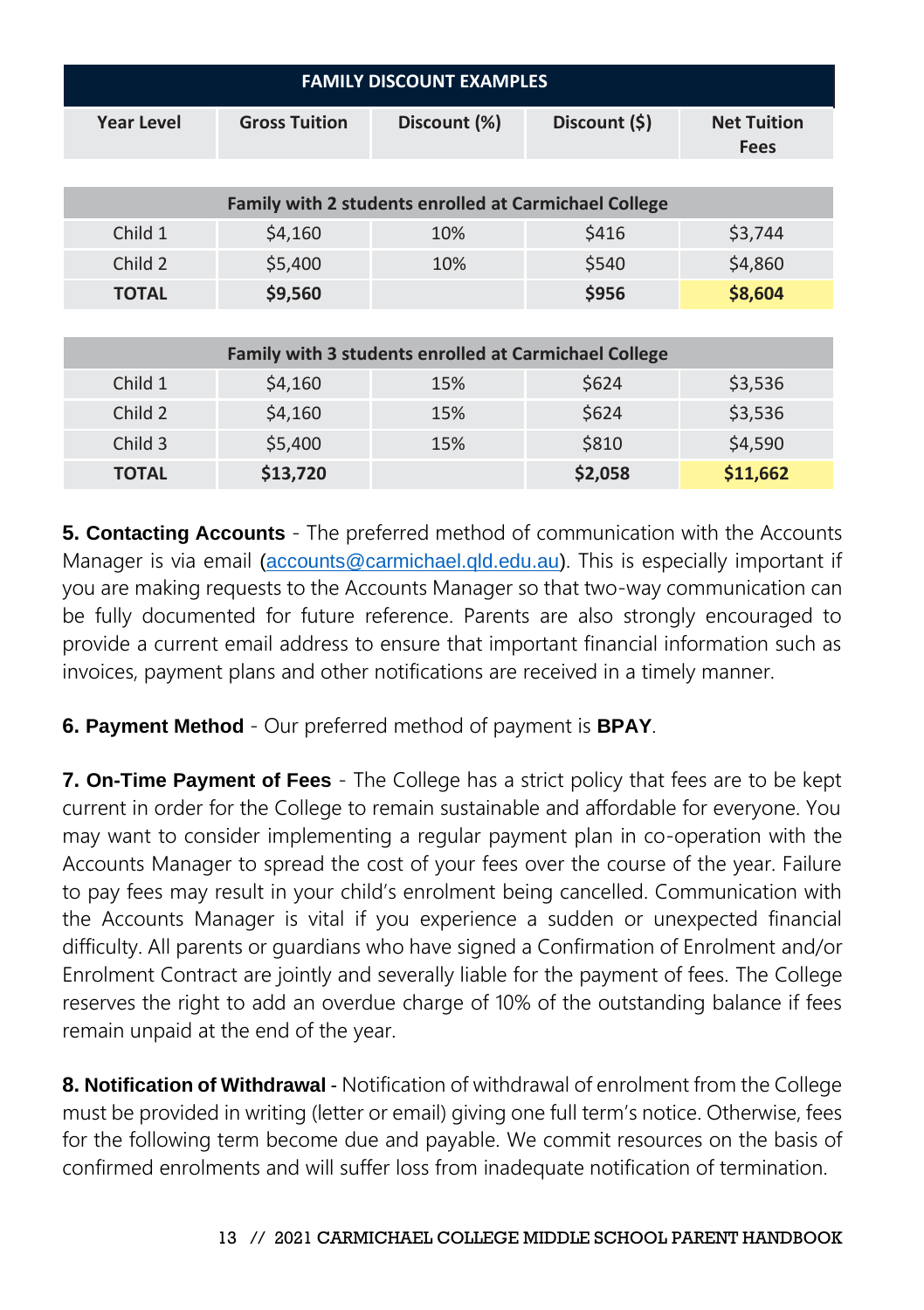| FAMILY DISCOUNT EXAMPLES | | | | |
|---|---|---|---|---|
| **Year Level** | **Gross Tuition** | **Discount (%)** | **Discount ($)** | **Net Tuition Fees** |
| **Family with 2 students enrolled at Carmichael College** | | | | |
| Child 1 | $4,160 | 10% | $416 | $3,744 |
| Child 2 | $5,400 | 10% | $540 | $4,860 |
| **TOTAL** | **$9,560** | | **$956** | **$8,604** |
| **Family with 3 students enrolled at Carmichael College** | | | | |
| Child 1 | $4,160 | 15% | $624 | $3,536 |
| Child 2 | $4,160 | 15% | $624 | $3,536 |
| Child 3 | $5,400 | 15% | $810 | $4,590 |
| **TOTAL** | **$13,720** | | **$2,058** | **$11,662** |

**5. Contacting Accounts** - The preferred method of communication with the Accounts Manager is via email (accounts@carmichael.qld.edu.au). This is especially important if you are making requests to the Accounts Manager so that two-way communication can be fully documented for future reference. Parents are also strongly encouraged to provide a current email address to ensure that important financial information such as invoices, payment plans and other notifications are received in a timely manner.

**6. Payment Method** - Our preferred method of payment is **BPAY**.

**7. On-Time Payment of Fees** - The College has a strict policy that fees are to be kept current in order for the College to remain sustainable and affordable for everyone. You may want to consider implementing a regular payment plan in co-operation with the Accounts Manager to spread the cost of your fees over the course of the year. Failure to pay fees may result in your child's enrolment being cancelled. Communication with the Accounts Manager is vital if you experience a sudden or unexpected financial difficulty. All parents or guardians who have signed a Confirmation of Enrolment and/or Enrolment Contract are jointly and severally liable for the payment of fees. The College reserves the right to add an overdue charge of 10% of the outstanding balance if fees remain unpaid at the end of the year.

**8. Notification of Withdrawal** - Notification of withdrawal of enrolment from the College must be provided in writing (letter or email) giving one full term's notice. Otherwise, fees for the following term become due and payable. We commit resources on the basis of confirmed enrolments and will suffer loss from inadequate notification of termination.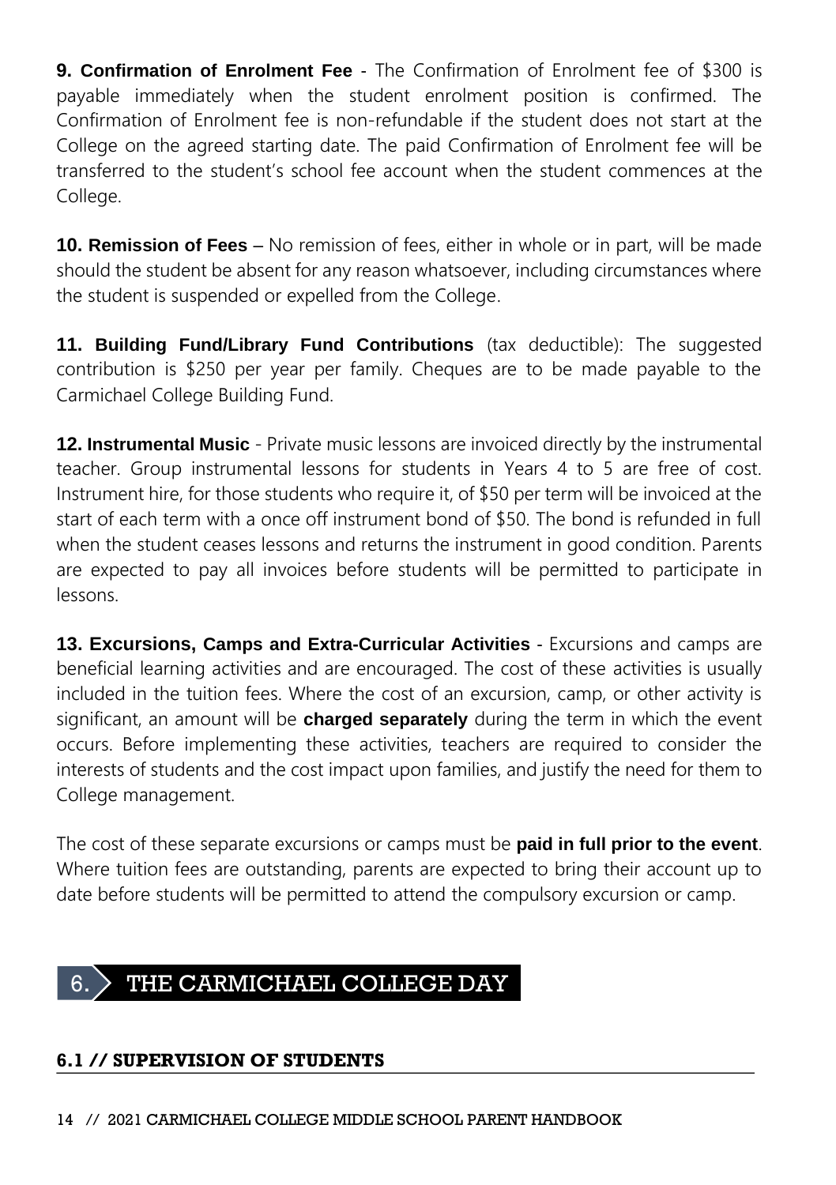**9. Confirmation of Enrolment Fee** - The Confirmation of Enrolment fee of $300 is payable immediately when the student enrolment position is confirmed. The Confirmation of Enrolment fee is non-refundable if the student does not start at the College on the agreed starting date. The paid Confirmation of Enrolment fee will be transferred to the student's school fee account when the student commences at the College.

**10. Remission of Fees** – No remission of fees, either in whole or in part, will be made should the student be absent for any reason whatsoever, including circumstances where the student is suspended or expelled from the College.

**11. Building Fund/Library Fund Contributions** (tax deductible): The suggested contribution is $250 per year per family. Cheques are to be made payable to the Carmichael College Building Fund.

**12. Instrumental Music** - Private music lessons are invoiced directly by the instrumental teacher. Group instrumental lessons for students in Years 4 to 5 are free of cost. Instrument hire, for those students who require it, of $50 per term will be invoiced at the start of each term with a once off instrument bond of $50. The bond is refunded in full when the student ceases lessons and returns the instrument in good condition. Parents are expected to pay all invoices before students will be permitted to participate in lessons.

**13. Excursions, Camps and Extra-Curricular Activities** - Excursions and camps are beneficial learning activities and are encouraged. The cost of these activities is usually included in the tuition fees. Where the cost of an excursion, camp, or other activity is significant, an amount will be **charged separately** during the term in which the event occurs. Before implementing these activities, teachers are required to consider the interests of students and the cost impact upon families, and justify the need for them to College management.

The cost of these separate excursions or camps must be **paid in full prior to the event**. Where tuition fees are outstanding, parents are expected to bring their account up to date before students will be permitted to attend the compulsory excursion or camp.

# 6. THE CARMICHAEL COLLEGE DAY

## 6.1 // SUPERVISION OF STUDENTS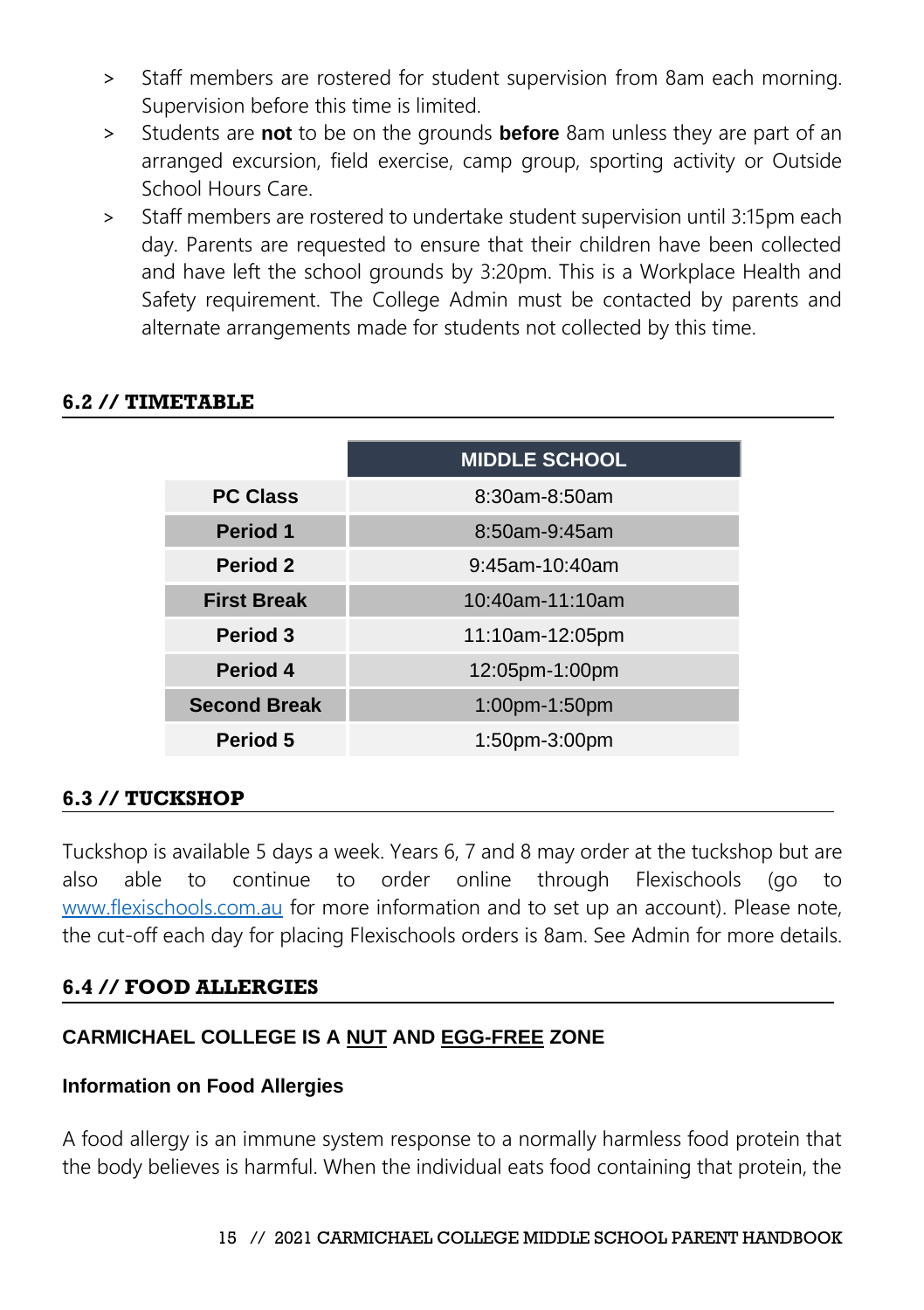- Staff members are rostered for student supervision from 8am each morning. Supervision before this time is limited.
- Students are **not** to be on the grounds **before** 8am unless they are part of an arranged excursion, field exercise, camp group, sporting activity or Outside School Hours Care.
- Staff members are rostered to undertake student supervision until 3:15pm each day. Parents are requested to ensure that their children have been collected and have left the school grounds by 3:20pm. This is a Workplace Health and Safety requirement. The College Admin must be contacted by parents and alternate arrangements made for students not collected by this time.

## 6.2 // TIMETABLE

| | MIDDLE SCHOOL |
|---|---|
| **PC Class** | 8:30am-8:50am |
| **Period 1** | 8:50am-9:45am |
| **Period 2** | 9:45am-10:40am |
| **First Break** | 10:40am-11:10am |
| **Period 3** | 11:10am-12:05pm |
| **Period 4** | 12:05pm-1:00pm |
| **Second Break** | 1:00pm-1:50pm |
| **Period 5** | 1:50pm-3:00pm |

## 6.3 // TUCKSHOP

Tuckshop is available 5 days a week. Years 6, 7 and 8 may order at the tuckshop but are also able to continue to order online through Flexischools (go to www.flexischools.com.au for more information and to set up an account). Please note, the cut-off each day for placing Flexischools orders is 8am. See Admin for more details.

## 6.4 // FOOD ALLERGIES

**CARMICHAEL COLLEGE IS A NUT AND EGG-FREE ZONE**

**Information on Food Allergies**

A food allergy is an immune system response to a normally harmless food protein that the body believes is harmful. When the individual eats food containing that protein, the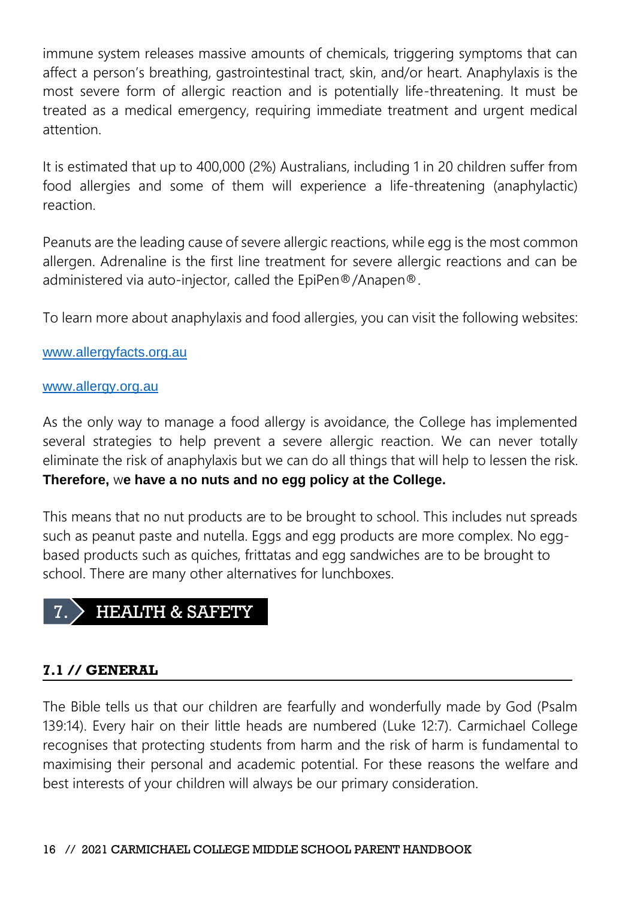immune system releases massive amounts of chemicals, triggering symptoms that can affect a person's breathing, gastrointestinal tract, skin, and/or heart. Anaphylaxis is the most severe form of allergic reaction and is potentially life-threatening. It must be treated as a medical emergency, requiring immediate treatment and urgent medical attention.

It is estimated that up to 400,000 (2%) Australians, including 1 in 20 children suffer from food allergies and some of them will experience a life-threatening (anaphylactic) reaction.

Peanuts are the leading cause of severe allergic reactions, while egg is the most common allergen. Adrenaline is the first line treatment for severe allergic reactions and can be administered via auto-injector, called the EpiPen®/Anapen®.

To learn more about anaphylaxis and food allergies, you can visit the following websites:

www.allergyfacts.org.au

www.allergy.org.au

As the only way to manage a food allergy is avoidance, the College has implemented several strategies to help prevent a severe allergic reaction. We can never totally eliminate the risk of anaphylaxis but we can do all things that will help to lessen the risk. **Therefore, we have a no nuts and no egg policy at the College.**

This means that no nut products are to be brought to school. This includes nut spreads such as peanut paste and nutella. Eggs and egg products are more complex. No egg-based products such as quiches, frittatas and egg sandwiches are to be brought to school. There are many other alternatives for lunchboxes.

# 7. HEALTH & SAFETY

## 7.1 // GENERAL

The Bible tells us that our children are fearfully and wonderfully made by God (Psalm 139:14). Every hair on their little heads are numbered (Luke 12:7). Carmichael College recognises that protecting students from harm and the risk of harm is fundamental to maximising their personal and academic potential. For these reasons the welfare and best interests of your children will always be our primary consideration.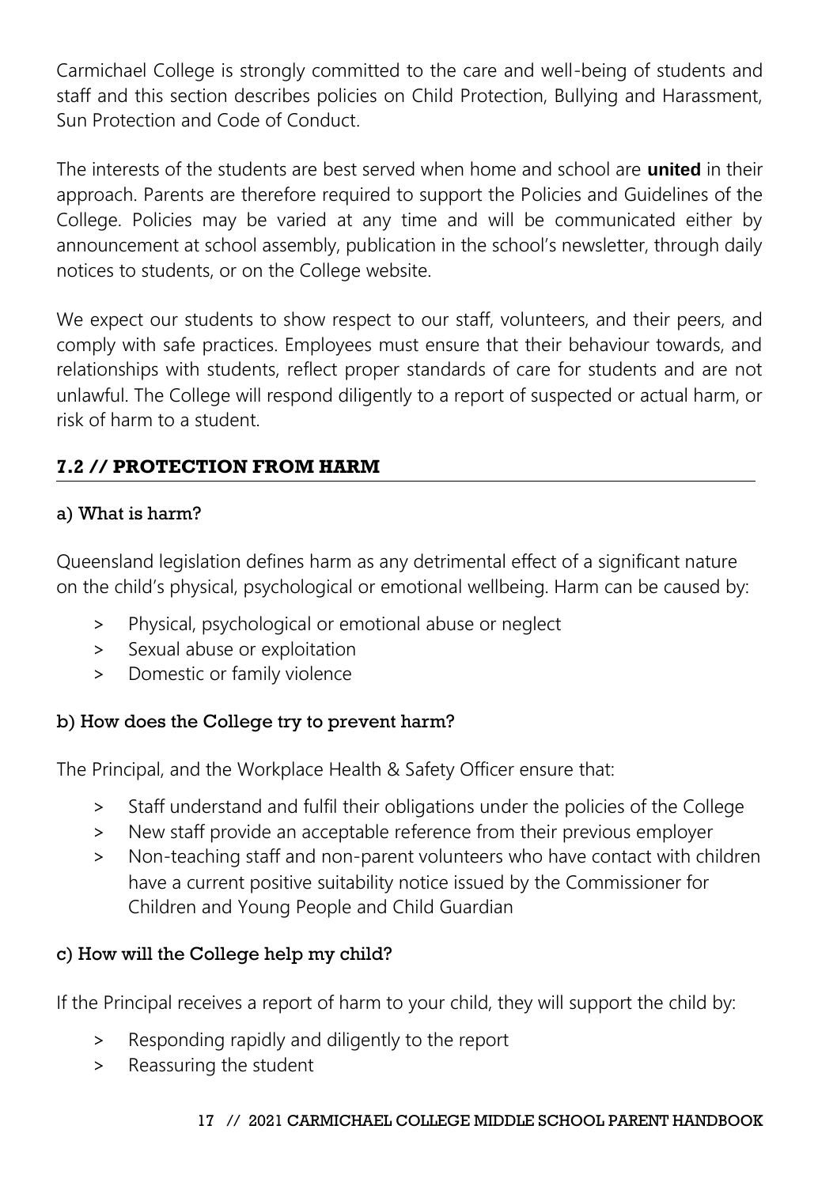Carmichael College is strongly committed to the care and well-being of students and staff and this section describes policies on Child Protection, Bullying and Harassment, Sun Protection and Code of Conduct.

The interests of the students are best served when home and school are **united** in their approach. Parents are therefore required to support the Policies and Guidelines of the College. Policies may be varied at any time and will be communicated either by announcement at school assembly, publication in the school's newsletter, through daily notices to students, or on the College website.

We expect our students to show respect to our staff, volunteers, and their peers, and comply with safe practices. Employees must ensure that their behaviour towards, and relationships with students, reflect proper standards of care for students and are not unlawful. The College will respond diligently to a report of suspected or actual harm, or risk of harm to a student.

## 7.2 // PROTECTION FROM HARM

### a) What is harm?

Queensland legislation defines harm as any detrimental effect of a significant nature on the child's physical, psychological or emotional wellbeing. Harm can be caused by:

- Physical, psychological or emotional abuse or neglect
- Sexual abuse or exploitation
- Domestic or family violence

### b) How does the College try to prevent harm?

The Principal, and the Workplace Health & Safety Officer ensure that:

- Staff understand and fulfil their obligations under the policies of the College
- New staff provide an acceptable reference from their previous employer
- Non-teaching staff and non-parent volunteers who have contact with children have a current positive suitability notice issued by the Commissioner for Children and Young People and Child Guardian

### c) How will the College help my child?

If the Principal receives a report of harm to your child, they will support the child by:

- Responding rapidly and diligently to the report
- Reassuring the student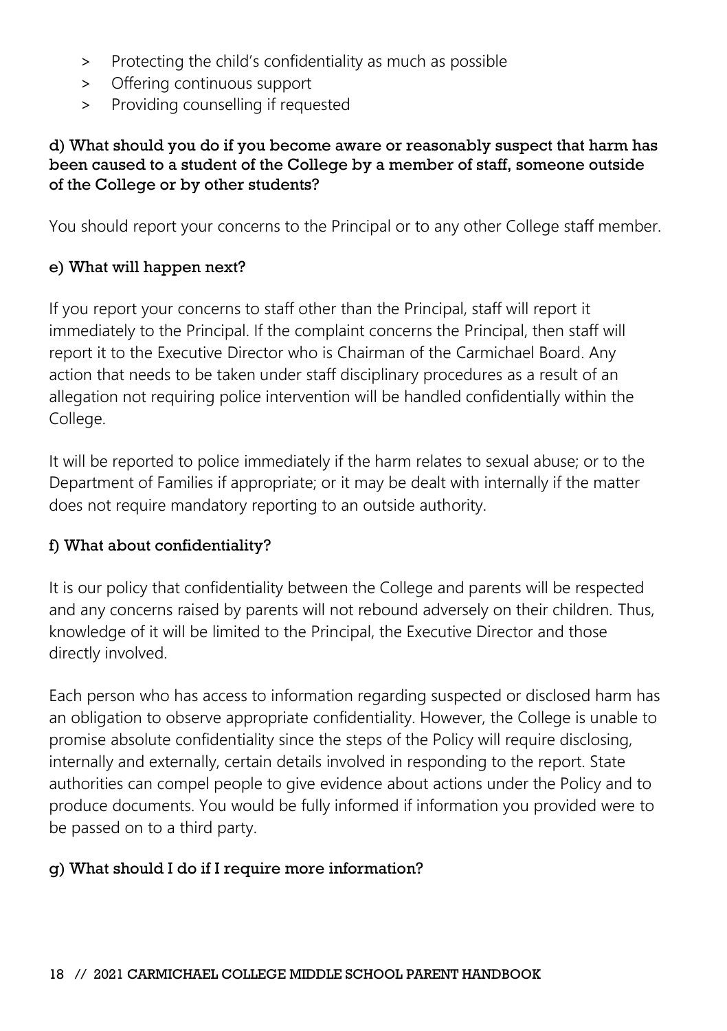- Protecting the child's confidentiality as much as possible
- Offering continuous support
- Providing counselling if requested

**d) What should you do if you become aware or reasonably suspect that harm has been caused to a student of the College by a member of staff, someone outside of the College or by other students?**

You should report your concerns to the Principal or to any other College staff member.

**e) What will happen next?**

If you report your concerns to staff other than the Principal, staff will report it immediately to the Principal. If the complaint concerns the Principal, then staff will report it to the Executive Director who is Chairman of the Carmichael Board. Any action that needs to be taken under staff disciplinary procedures as a result of an allegation not requiring police intervention will be handled confidentially within the College.

It will be reported to police immediately if the harm relates to sexual abuse; or to the Department of Families if appropriate; or it may be dealt with internally if the matter does not require mandatory reporting to an outside authority.

**f) What about confidentiality?**

It is our policy that confidentiality between the College and parents will be respected and any concerns raised by parents will not rebound adversely on their children. Thus, knowledge of it will be limited to the Principal, the Executive Director and those directly involved.

Each person who has access to information regarding suspected or disclosed harm has an obligation to observe appropriate confidentiality. However, the College is unable to promise absolute confidentiality since the steps of the Policy will require disclosing, internally and externally, certain details involved in responding to the report. State authorities can compel people to give evidence about actions under the Policy and to produce documents. You would be fully informed if information you provided were to be passed on to a third party.

**g) What should I do if I require more information?**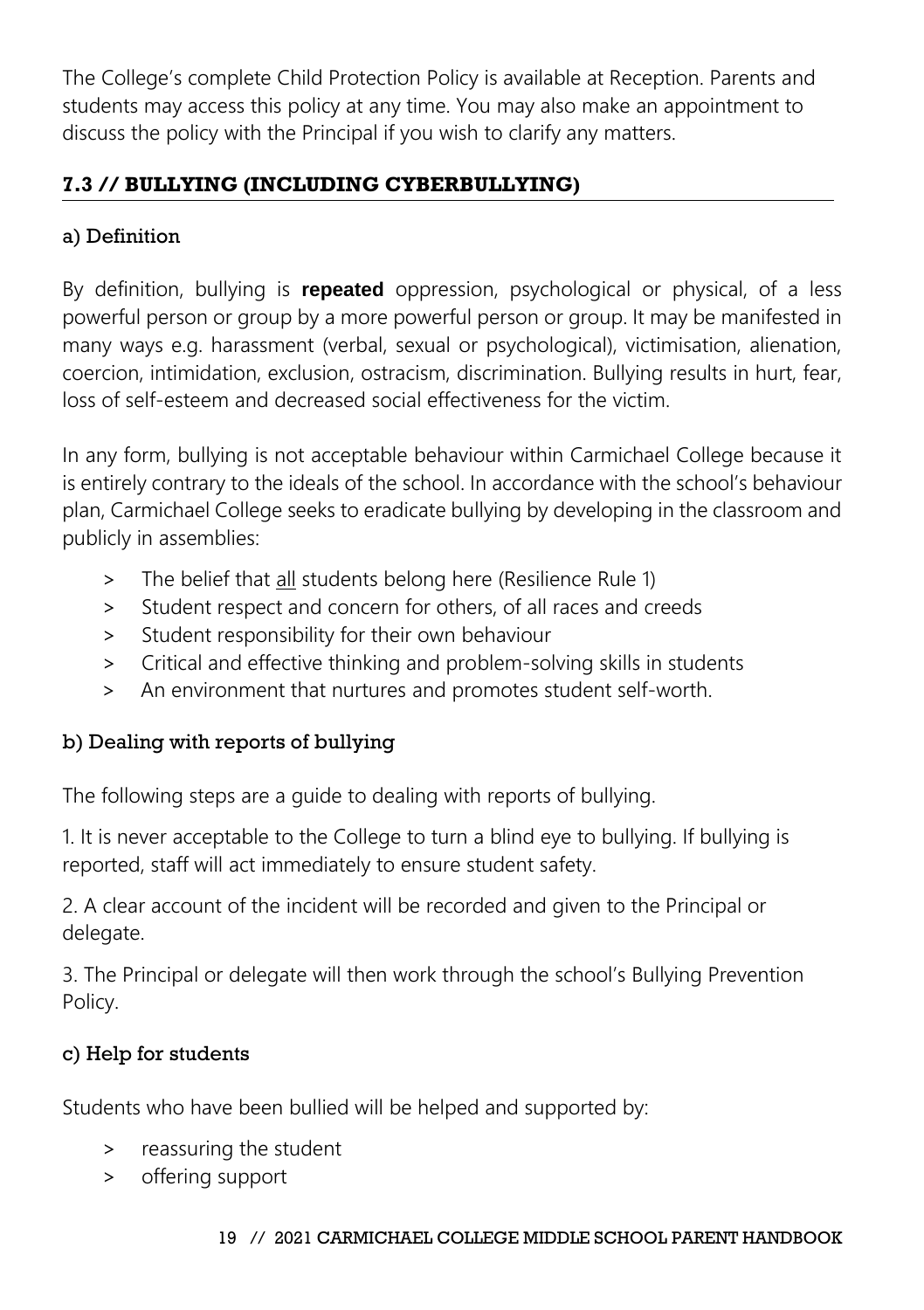The College's complete Child Protection Policy is available at Reception. Parents and students may access this policy at any time. You may also make an appointment to discuss the policy with the Principal if you wish to clarify any matters.

## 7.3 // BULLYING (INCLUDING CYBERBULLYING)

### a) Definition

By definition, bullying is **repeated** oppression, psychological or physical, of a less powerful person or group by a more powerful person or group. It may be manifested in many ways e.g. harassment (verbal, sexual or psychological), victimisation, alienation, coercion, intimidation, exclusion, ostracism, discrimination. Bullying results in hurt, fear, loss of self-esteem and decreased social effectiveness for the victim.

In any form, bullying is not acceptable behaviour within Carmichael College because it is entirely contrary to the ideals of the school. In accordance with the school's behaviour plan, Carmichael College seeks to eradicate bullying by developing in the classroom and publicly in assemblies:

- The belief that <u>all</u> students belong here (Resilience Rule 1)
- Student respect and concern for others, of all races and creeds
- Student responsibility for their own behaviour
- Critical and effective thinking and problem-solving skills in students
- An environment that nurtures and promotes student self-worth.

### b) Dealing with reports of bullying

The following steps are a guide to dealing with reports of bullying.

1. It is never acceptable to the College to turn a blind eye to bullying. If bullying is reported, staff will act immediately to ensure student safety.

2. A clear account of the incident will be recorded and given to the Principal or delegate.

3. The Principal or delegate will then work through the school's Bullying Prevention Policy.

### c) Help for students

Students who have been bullied will be helped and supported by:

- reassuring the student
- offering support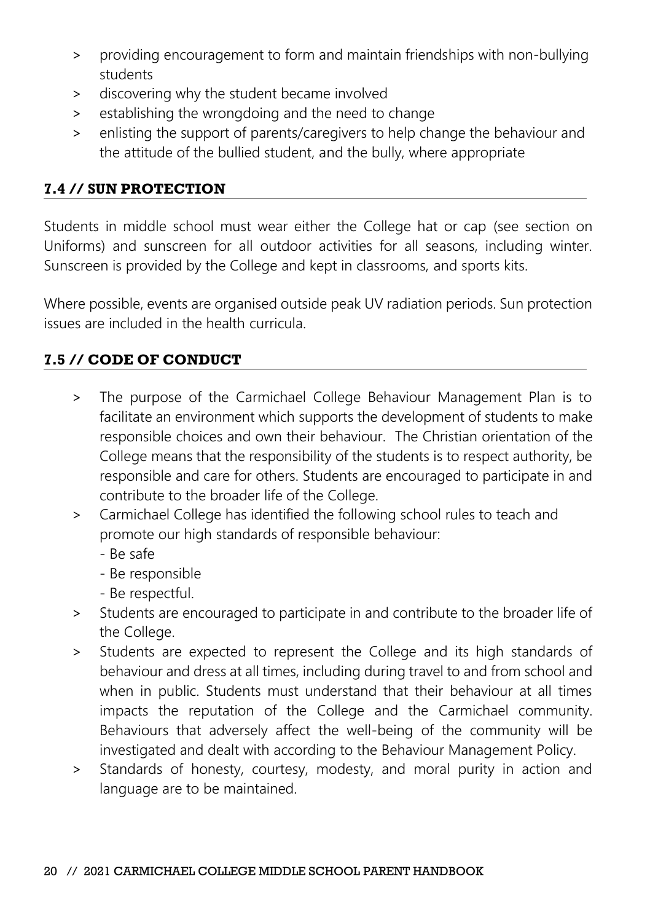- providing encouragement to form and maintain friendships with non-bullying students
- discovering why the student became involved
- establishing the wrongdoing and the need to change
- enlisting the support of parents/caregivers to help change the behaviour and the attitude of the bullied student, and the bully, where appropriate

### 7.4 // SUN PROTECTION

Students in middle school must wear either the College hat or cap (see section on Uniforms) and sunscreen for all outdoor activities for all seasons, including winter. Sunscreen is provided by the College and kept in classrooms, and sports kits.

Where possible, events are organised outside peak UV radiation periods. Sun protection issues are included in the health curricula.

### 7.5 // CODE OF CONDUCT

- The purpose of the Carmichael College Behaviour Management Plan is to facilitate an environment which supports the development of students to make responsible choices and own their behaviour. The Christian orientation of the College means that the responsibility of the students is to respect authority, be responsible and care for others. Students are encouraged to participate in and contribute to the broader life of the College.
- Carmichael College has identified the following school rules to teach and promote our high standards of responsible behaviour:
  - Be safe
  - Be responsible
  - Be respectful.
- Students are encouraged to participate in and contribute to the broader life of the College.
- Students are expected to represent the College and its high standards of behaviour and dress at all times, including during travel to and from school and when in public. Students must understand that their behaviour at all times impacts the reputation of the College and the Carmichael community. Behaviours that adversely affect the well-being of the community will be investigated and dealt with according to the Behaviour Management Policy.
- Standards of honesty, courtesy, modesty, and moral purity in action and language are to be maintained.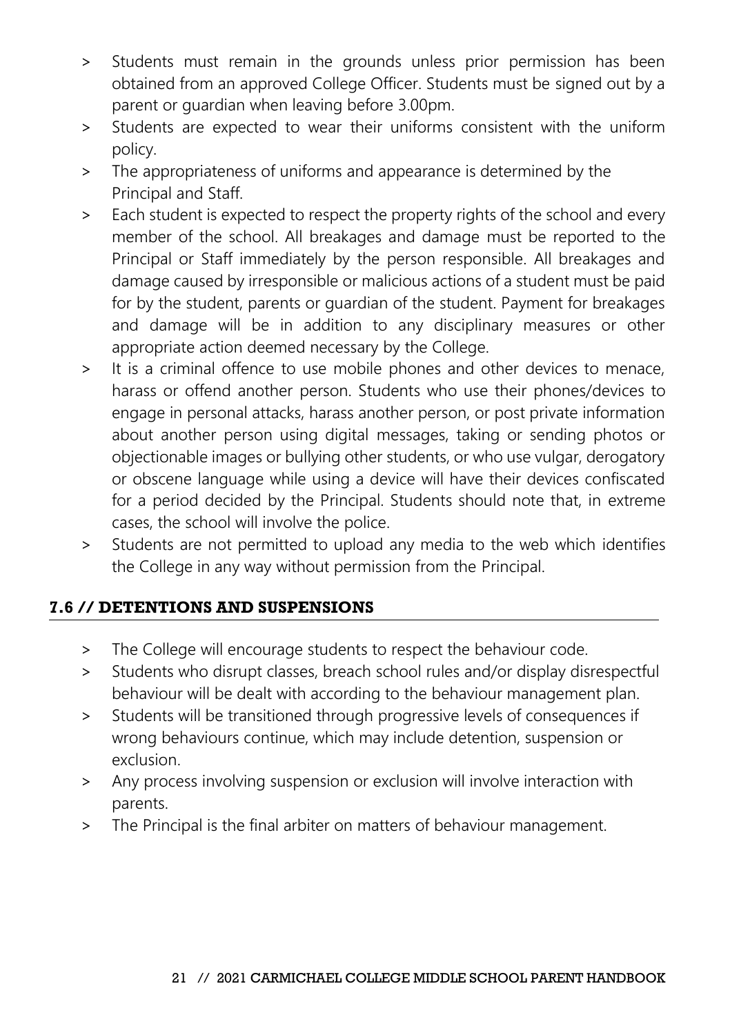- Students must remain in the grounds unless prior permission has been obtained from an approved College Officer. Students must be signed out by a parent or guardian when leaving before 3.00pm.
- Students are expected to wear their uniforms consistent with the uniform policy.
- The appropriateness of uniforms and appearance is determined by the Principal and Staff.
- Each student is expected to respect the property rights of the school and every member of the school. All breakages and damage must be reported to the Principal or Staff immediately by the person responsible. All breakages and damage caused by irresponsible or malicious actions of a student must be paid for by the student, parents or guardian of the student. Payment for breakages and damage will be in addition to any disciplinary measures or other appropriate action deemed necessary by the College.
- It is a criminal offence to use mobile phones and other devices to menace, harass or offend another person. Students who use their phones/devices to engage in personal attacks, harass another person, or post private information about another person using digital messages, taking or sending photos or objectionable images or bullying other students, or who use vulgar, derogatory or obscene language while using a device will have their devices confiscated for a period decided by the Principal. Students should note that, in extreme cases, the school will involve the police.
- Students are not permitted to upload any media to the web which identifies the College in any way without permission from the Principal.

## 7.6 // DETENTIONS AND SUSPENSIONS

- The College will encourage students to respect the behaviour code.
- Students who disrupt classes, breach school rules and/or display disrespectful behaviour will be dealt with according to the behaviour management plan.
- Students will be transitioned through progressive levels of consequences if wrong behaviours continue, which may include detention, suspension or exclusion.
- Any process involving suspension or exclusion will involve interaction with parents.
- The Principal is the final arbiter on matters of behaviour management.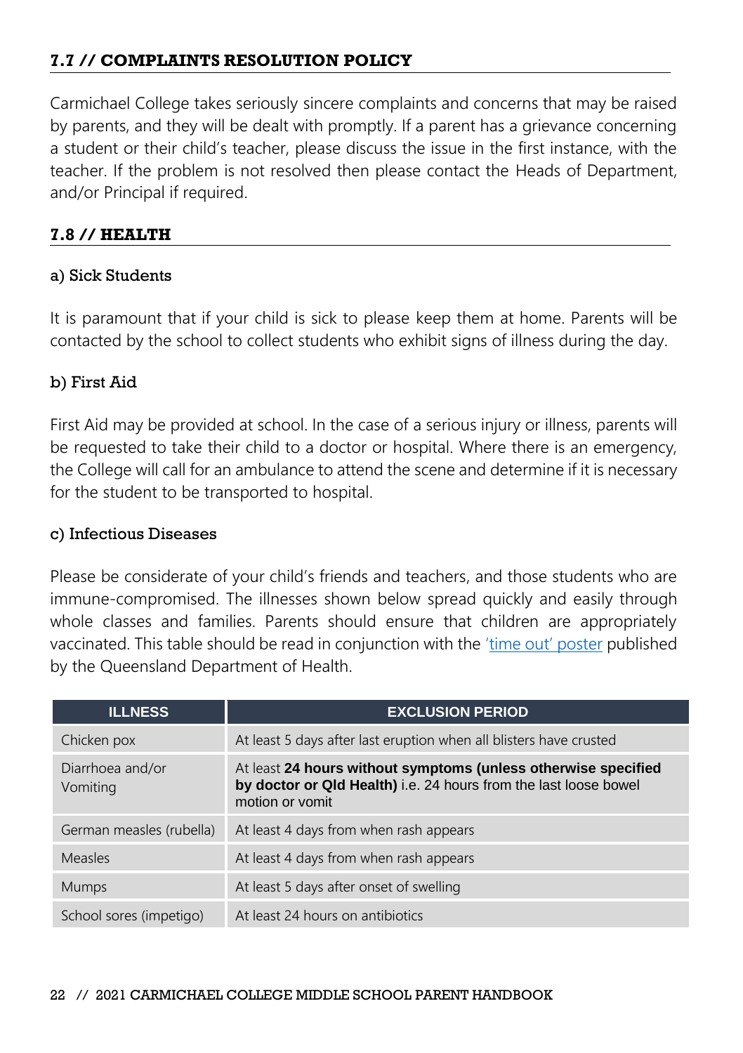## 7.7 // COMPLAINTS RESOLUTION POLICY

Carmichael College takes seriously sincere complaints and concerns that may be raised by parents, and they will be dealt with promptly. If a parent has a grievance concerning a student or their child's teacher, please discuss the issue in the first instance, with the teacher. If the problem is not resolved then please contact the Heads of Department, and/or Principal if required.

## 7.8 // HEALTH

### a) Sick Students

It is paramount that if your child is sick to please keep them at home. Parents will be contacted by the school to collect students who exhibit signs of illness during the day.

### b) First Aid

First Aid may be provided at school. In the case of a serious injury or illness, parents will be requested to take their child to a doctor or hospital. Where there is an emergency, the College will call for an ambulance to attend the scene and determine if it is necessary for the student to be transported to hospital.

### c) Infectious Diseases

Please be considerate of your child's friends and teachers, and those students who are immune-compromised. The illnesses shown below spread quickly and easily through whole classes and families. Parents should ensure that children are appropriately vaccinated. This table should be read in conjunction with the 'time out' poster published by the Queensland Department of Health.

| ILLNESS | EXCLUSION PERIOD |
|---|---|
| Chicken pox | At least 5 days after last eruption when all blisters have crusted |
| Diarrhoea and/or Vomiting | At least **24 hours without symptoms (unless otherwise specified by doctor or Qld Health)** i.e. 24 hours from the last loose bowel motion or vomit |
| German measles (rubella) | At least 4 days from when rash appears |
| Measles | At least 4 days from when rash appears |
| Mumps | At least 5 days after onset of swelling |
| School sores (impetigo) | At least 24 hours on antibiotics |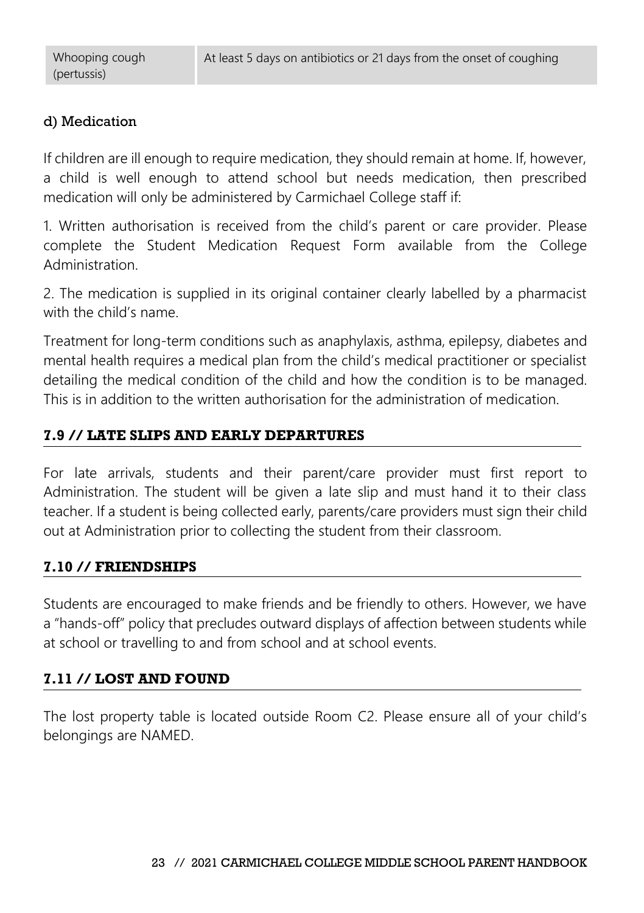| Whooping cough (pertussis) | At least 5 days on antibiotics or 21 days from the onset of coughing |
| --- | --- |

#### d) Medication

If children are ill enough to require medication, they should remain at home. If, however, a child is well enough to attend school but needs medication, then prescribed medication will only be administered by Carmichael College staff if:

1. Written authorisation is received from the child's parent or care provider. Please complete the Student Medication Request Form available from the College Administration.

2. The medication is supplied in its original container clearly labelled by a pharmacist with the child's name.

Treatment for long-term conditions such as anaphylaxis, asthma, epilepsy, diabetes and mental health requires a medical plan from the child's medical practitioner or specialist detailing the medical condition of the child and how the condition is to be managed. This is in addition to the written authorisation for the administration of medication.

### 7.9 // LATE SLIPS AND EARLY DEPARTURES

For late arrivals, students and their parent/care provider must first report to Administration. The student will be given a late slip and must hand it to their class teacher. If a student is being collected early, parents/care providers must sign their child out at Administration prior to collecting the student from their classroom.

### 7.10 // FRIENDSHIPS

Students are encouraged to make friends and be friendly to others. However, we have a "hands-off" policy that precludes outward displays of affection between students while at school or travelling to and from school and at school events.

### 7.11 // LOST AND FOUND

The lost property table is located outside Room C2. Please ensure all of your child's belongings are NAMED.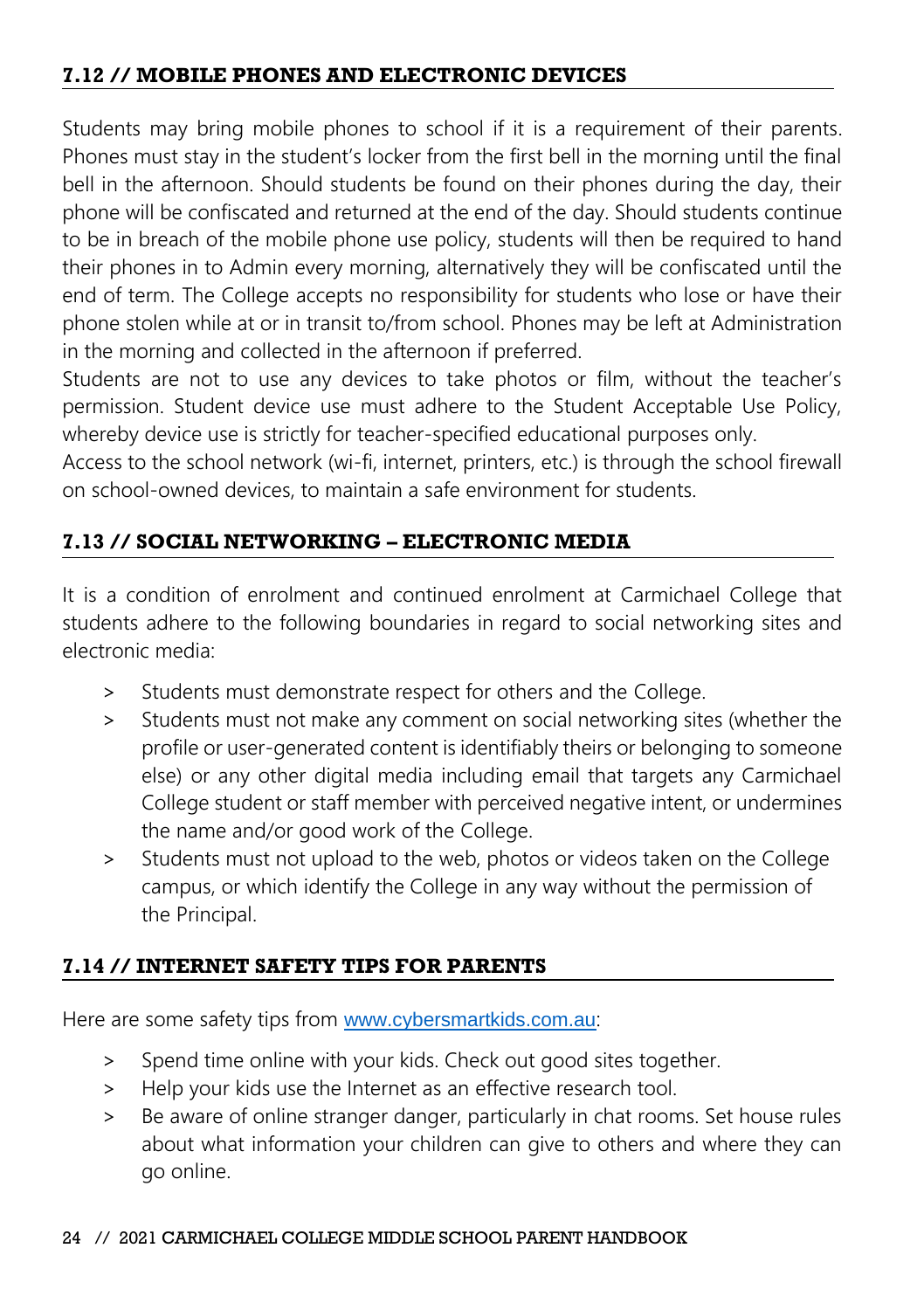## 7.12 // MOBILE PHONES AND ELECTRONIC DEVICES

Students may bring mobile phones to school if it is a requirement of their parents. Phones must stay in the student's locker from the first bell in the morning until the final bell in the afternoon. Should students be found on their phones during the day, their phone will be confiscated and returned at the end of the day. Should students continue to be in breach of the mobile phone use policy, students will then be required to hand their phones in to Admin every morning, alternatively they will be confiscated until the end of term. The College accepts no responsibility for students who lose or have their phone stolen while at or in transit to/from school. Phones may be left at Administration in the morning and collected in the afternoon if preferred.

Students are not to use any devices to take photos or film, without the teacher's permission. Student device use must adhere to the Student Acceptable Use Policy, whereby device use is strictly for teacher-specified educational purposes only.

Access to the school network (wi-fi, internet, printers, etc.) is through the school firewall on school-owned devices, to maintain a safe environment for students.

## 7.13 // SOCIAL NETWORKING – ELECTRONIC MEDIA

It is a condition of enrolment and continued enrolment at Carmichael College that students adhere to the following boundaries in regard to social networking sites and electronic media:

- Students must demonstrate respect for others and the College.
- Students must not make any comment on social networking sites (whether the profile or user-generated content is identifiably theirs or belonging to someone else) or any other digital media including email that targets any Carmichael College student or staff member with perceived negative intent, or undermines the name and/or good work of the College.
- Students must not upload to the web, photos or videos taken on the College campus, or which identify the College in any way without the permission of the Principal.

## 7.14 // INTERNET SAFETY TIPS FOR PARENTS

Here are some safety tips from www.cybersmartkids.com.au:

- Spend time online with your kids. Check out good sites together.
- Help your kids use the Internet as an effective research tool.
- Be aware of online stranger danger, particularly in chat rooms. Set house rules about what information your children can give to others and where they can go online.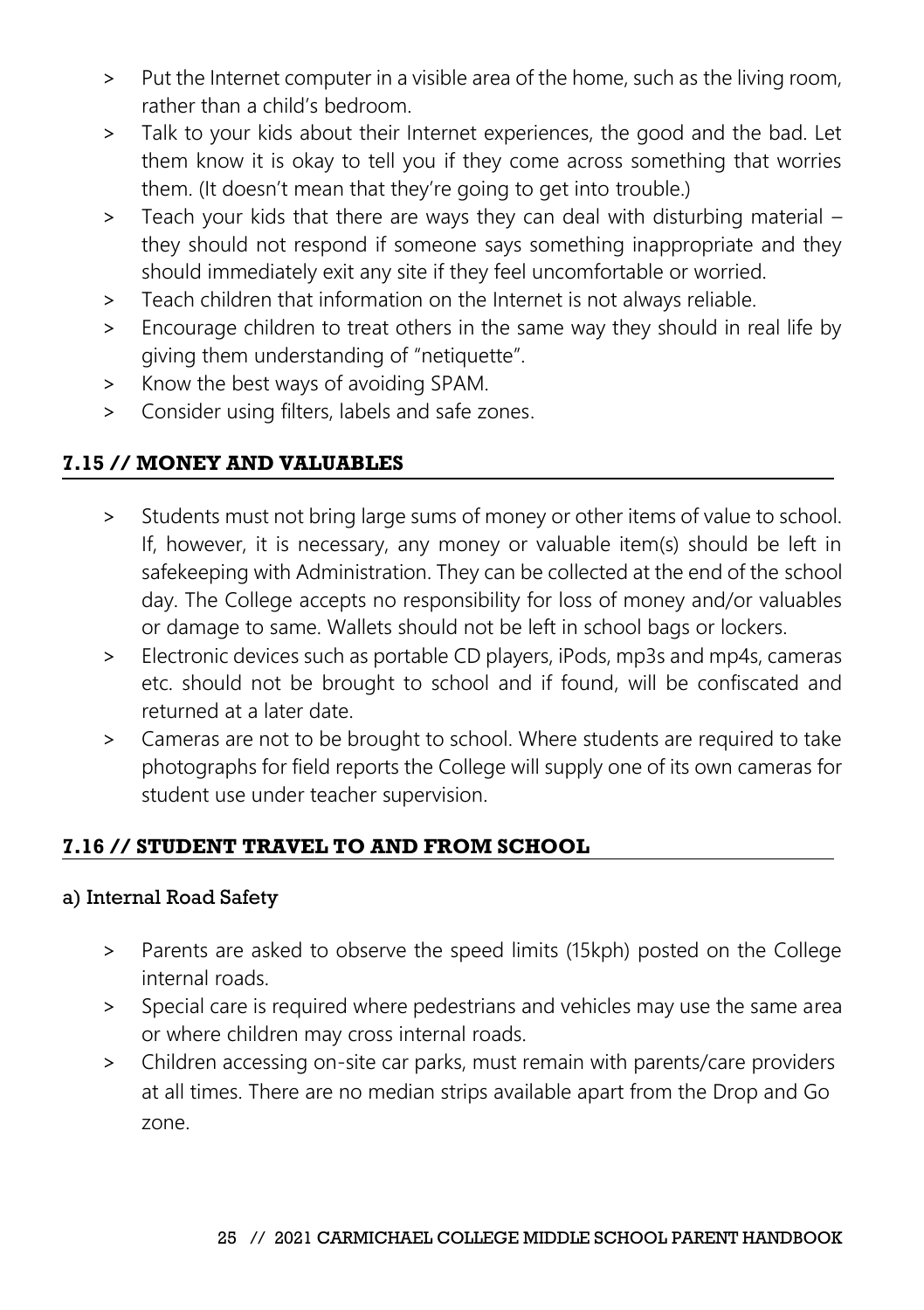- Put the Internet computer in a visible area of the home, such as the living room, rather than a child's bedroom.
- Talk to your kids about their Internet experiences, the good and the bad. Let them know it is okay to tell you if they come across something that worries them. (It doesn't mean that they're going to get into trouble.)
- Teach your kids that there are ways they can deal with disturbing material – they should not respond if someone says something inappropriate and they should immediately exit any site if they feel uncomfortable or worried.
- Teach children that information on the Internet is not always reliable.
- Encourage children to treat others in the same way they should in real life by giving them understanding of "netiquette".
- Know the best ways of avoiding SPAM.
- Consider using filters, labels and safe zones.

## 7.15 // MONEY AND VALUABLES

- Students must not bring large sums of money or other items of value to school. If, however, it is necessary, any money or valuable item(s) should be left in safekeeping with Administration. They can be collected at the end of the school day. The College accepts no responsibility for loss of money and/or valuables or damage to same. Wallets should not be left in school bags or lockers.
- Electronic devices such as portable CD players, iPods, mp3s and mp4s, cameras etc. should not be brought to school and if found, will be confiscated and returned at a later date.
- Cameras are not to be brought to school. Where students are required to take photographs for field reports the College will supply one of its own cameras for student use under teacher supervision.

## 7.16 // STUDENT TRAVEL TO AND FROM SCHOOL

### a) Internal Road Safety

- Parents are asked to observe the speed limits (15kph) posted on the College internal roads.
- Special care is required where pedestrians and vehicles may use the same area or where children may cross internal roads.
- Children accessing on-site car parks, must remain with parents/care providers at all times. There are no median strips available apart from the Drop and Go zone.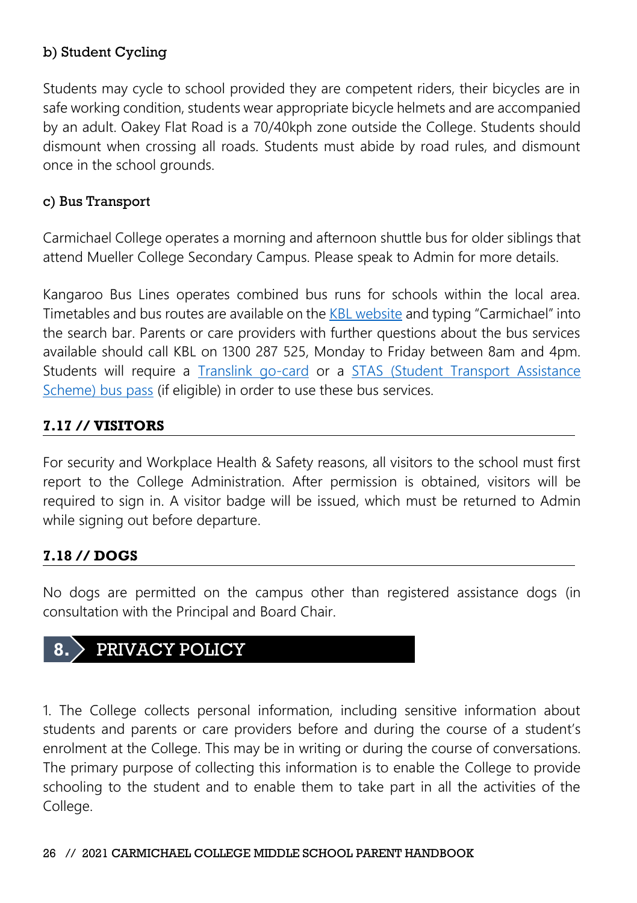b) Student Cycling

Students may cycle to school provided they are competent riders, their bicycles are in safe working condition, students wear appropriate bicycle helmets and are accompanied by an adult. Oakey Flat Road is a 70/40kph zone outside the College. Students should dismount when crossing all roads. Students must abide by road rules, and dismount once in the school grounds.

c) Bus Transport

Carmichael College operates a morning and afternoon shuttle bus for older siblings that attend Mueller College Secondary Campus. Please speak to Admin for more details.

Kangaroo Bus Lines operates combined bus runs for schools within the local area. Timetables and bus routes are available on the KBL website and typing "Carmichael" into the search bar. Parents or care providers with further questions about the bus services available should call KBL on 1300 287 525, Monday to Friday between 8am and 4pm. Students will require a Translink go-card or a STAS (Student Transport Assistance Scheme) bus pass (if eligible) in order to use these bus services.

### 7.17 // VISITORS

For security and Workplace Health & Safety reasons, all visitors to the school must first report to the College Administration. After permission is obtained, visitors will be required to sign in. A visitor badge will be issued, which must be returned to Admin while signing out before departure.

### 7.18 // DOGS

No dogs are permitted on the campus other than registered assistance dogs (in consultation with the Principal and Board Chair.

## 8. PRIVACY POLICY

1. The College collects personal information, including sensitive information about students and parents or care providers before and during the course of a student's enrolment at the College. This may be in writing or during the course of conversations. The primary purpose of collecting this information is to enable the College to provide schooling to the student and to enable them to take part in all the activities of the College.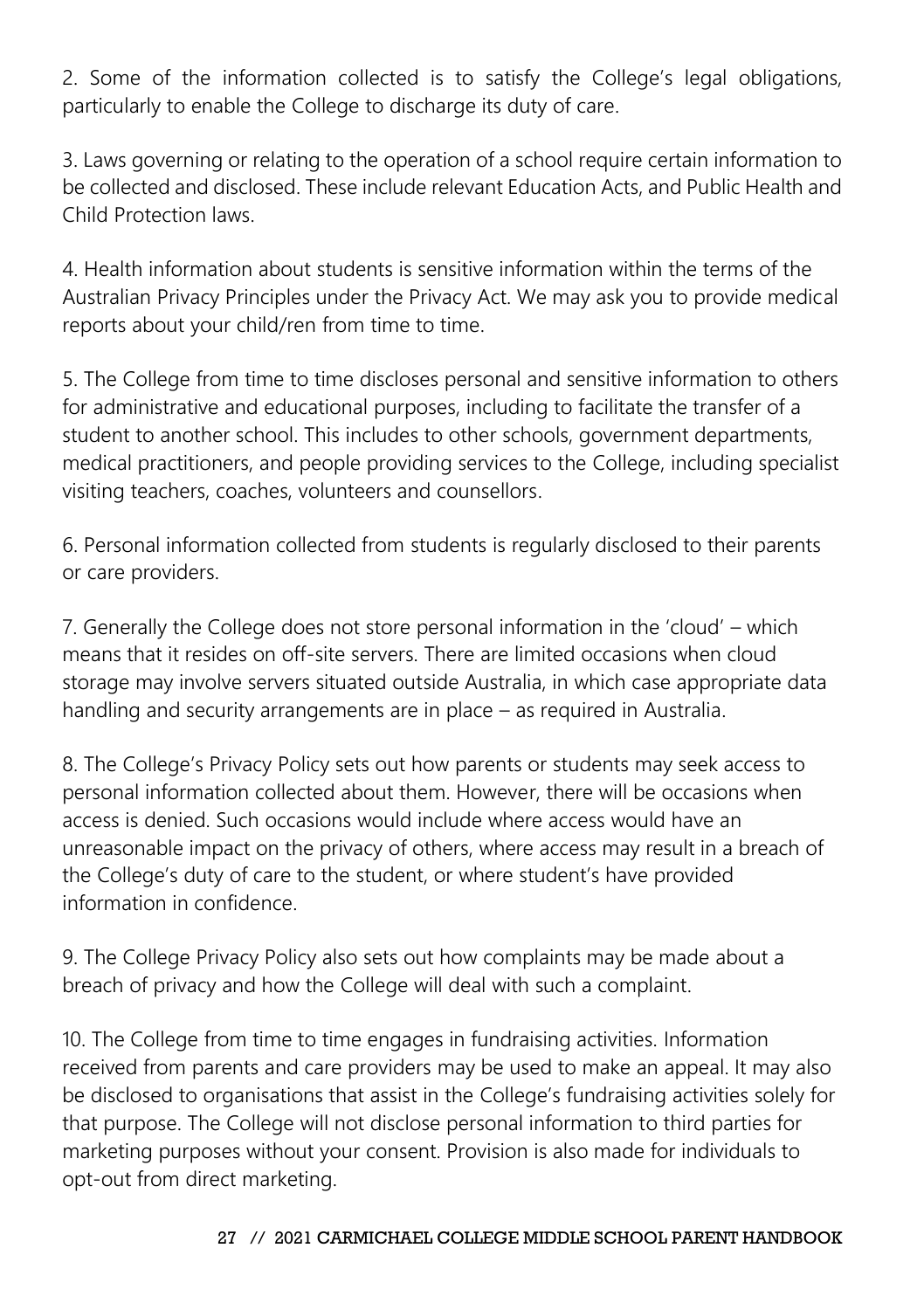2. Some of the information collected is to satisfy the College's legal obligations, particularly to enable the College to discharge its duty of care.

3. Laws governing or relating to the operation of a school require certain information to be collected and disclosed. These include relevant Education Acts, and Public Health and Child Protection laws.

4. Health information about students is sensitive information within the terms of the Australian Privacy Principles under the Privacy Act. We may ask you to provide medical reports about your child/ren from time to time.

5. The College from time to time discloses personal and sensitive information to others for administrative and educational purposes, including to facilitate the transfer of a student to another school. This includes to other schools, government departments, medical practitioners, and people providing services to the College, including specialist visiting teachers, coaches, volunteers and counsellors.

6. Personal information collected from students is regularly disclosed to their parents or care providers.

7. Generally the College does not store personal information in the 'cloud' – which means that it resides on off-site servers. There are limited occasions when cloud storage may involve servers situated outside Australia, in which case appropriate data handling and security arrangements are in place – as required in Australia.

8. The College's Privacy Policy sets out how parents or students may seek access to personal information collected about them. However, there will be occasions when access is denied. Such occasions would include where access would have an unreasonable impact on the privacy of others, where access may result in a breach of the College's duty of care to the student, or where student's have provided information in confidence.

9. The College Privacy Policy also sets out how complaints may be made about a breach of privacy and how the College will deal with such a complaint.

10. The College from time to time engages in fundraising activities. Information received from parents and care providers may be used to make an appeal. It may also be disclosed to organisations that assist in the College's fundraising activities solely for that purpose. The College will not disclose personal information to third parties for marketing purposes without your consent. Provision is also made for individuals to opt-out from direct marketing.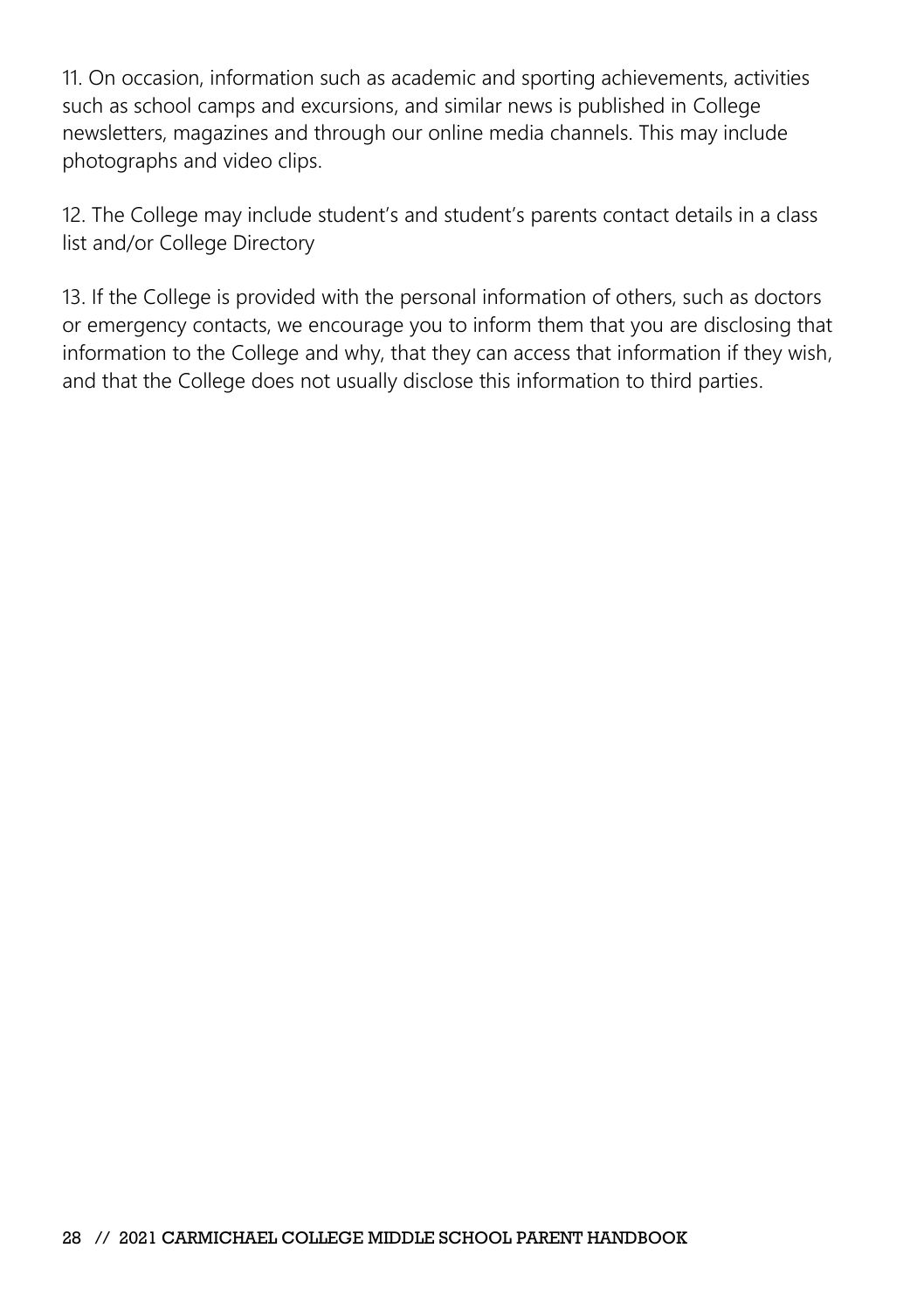11. On occasion, information such as academic and sporting achievements, activities such as school camps and excursions, and similar news is published in College newsletters, magazines and through our online media channels. This may include photographs and video clips.

12. The College may include student's and student's parents contact details in a class list and/or College Directory

13. If the College is provided with the personal information of others, such as doctors or emergency contacts, we encourage you to inform them that you are disclosing that information to the College and why, that they can access that information if they wish, and that the College does not usually disclose this information to third parties.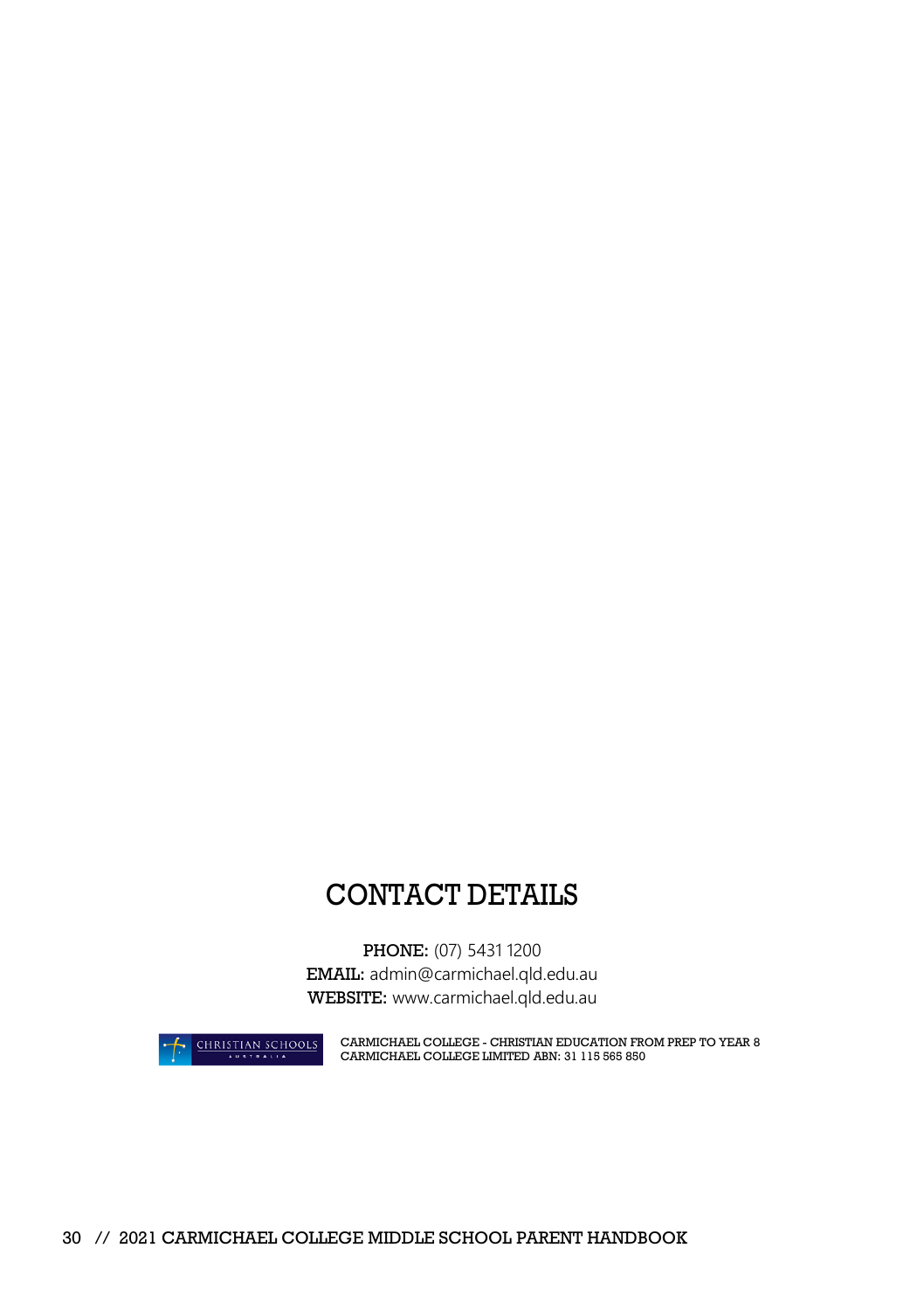# CONTACT DETAILS

**PHONE:** (07) 5431 1200
**EMAIL:** admin@carmichael.qld.edu.au
**WEBSITE:** www.carmichael.qld.edu.au

CARMICHAEL COLLEGE - CHRISTIAN EDUCATION FROM PREP TO YEAR 8
CARMICHAEL COLLEGE LIMITED ABN: 31 115 565 850